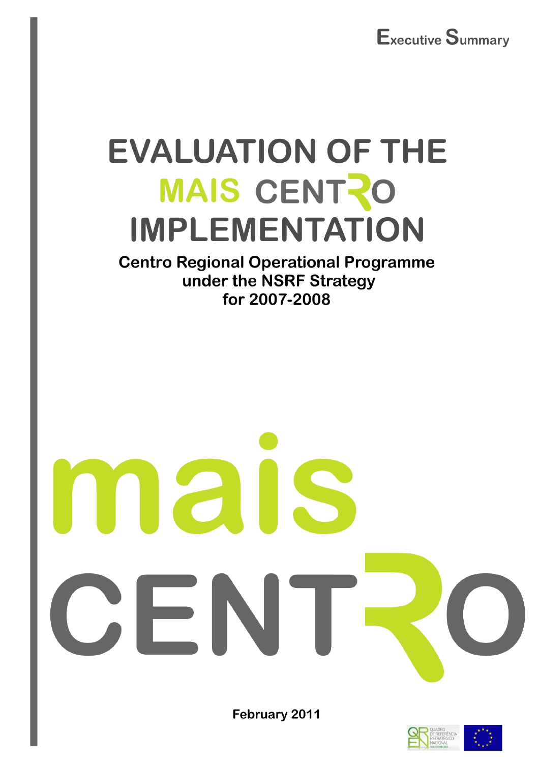Executive Summary

# EVALUATION OF THE MAIS CENTRO IMPLEMENTATION

**Centro Regional Operational Programme under the NSRF Strategy for 2007-2008**

mais CENTRO

**February 2011**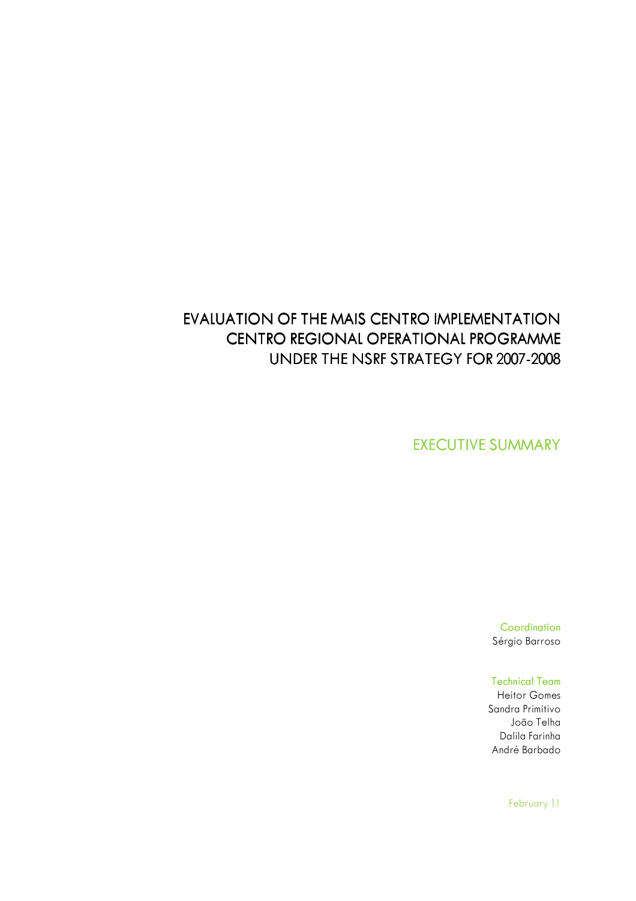# EVALUATION OF THE MAIS CENTRO IMPLEMENTATION CENTRO REGIONAL OPERATIONAL PROGRAMME UNDER THE NSRF STRATEGY FOR 2007-2008

## EXECUTIVE SUMMARY

Coordination
Sérgio Barroso

Technical Team
Heitor Gomes
Sandra Primitivo
João Telha
Dalila Farinha
André Barbado

February 11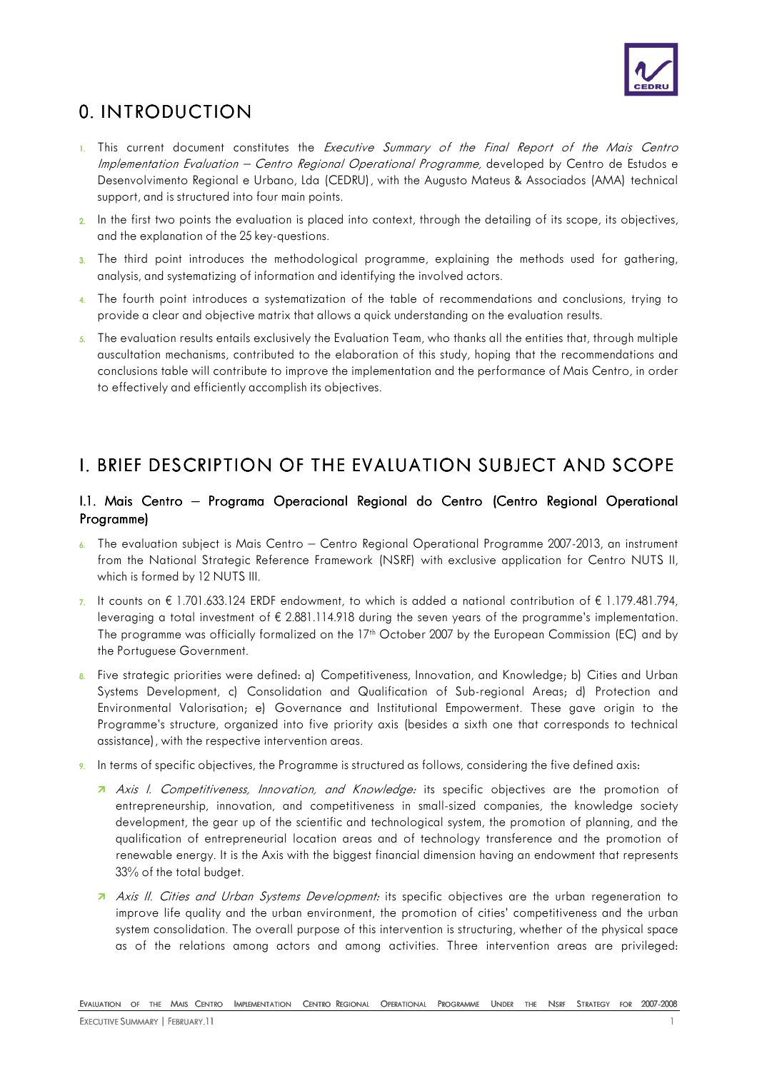# 0. INTRODUCTION

1. This current document constitutes the *Executive Summary of the Final Report of the Mais Centro Implementation Evaluation – Centro Regional Operational Programme,* developed by Centro de Estudos e Desenvolvimento Regional e Urbano, Lda (CEDRU), with the Augusto Mateus & Associados (AMA) technical support, and is structured into four main points.

2. In the first two points the evaluation is placed into context, through the detailing of its scope, its objectives, and the explanation of the 25 key-questions.

3. The third point introduces the methodological programme, explaining the methods used for gathering, analysis, and systematizing of information and identifying the involved actors.

4. The fourth point introduces a systematization of the table of recommendations and conclusions, trying to provide a clear and objective matrix that allows a quick understanding on the evaluation results.

5. The evaluation results entails exclusively the Evaluation Team, who thanks all the entities that, through multiple auscultation mechanisms, contributed to the elaboration of this study, hoping that the recommendations and conclusions table will contribute to improve the implementation and the performance of Mais Centro, in order to effectively and efficiently accomplish its objectives.

# I. BRIEF DESCRIPTION OF THE EVALUATION SUBJECT AND SCOPE

## I.1. Mais Centro – Programa Operacional Regional do Centro (Centro Regional Operational Programme)

6. The evaluation subject is Mais Centro – Centro Regional Operational Programme 2007-2013, an instrument from the National Strategic Reference Framework (NSRF) with exclusive application for Centro NUTS II, which is formed by 12 NUTS III.

7. It counts on € 1.701.633.124 ERDF endowment, to which is added a national contribution of € 1.179.481.794, leveraging a total investment of € 2.881.114.918 during the seven years of the programme's implementation. The programme was officially formalized on the 17th October 2007 by the European Commission (EC) and by the Portuguese Government.

8. Five strategic priorities were defined: a) Competitiveness, Innovation, and Knowledge; b) Cities and Urban Systems Development, c) Consolidation and Qualification of Sub-regional Areas; d) Protection and Environmental Valorisation; e) Governance and Institutional Empowerment. These gave origin to the Programme's structure, organized into five priority axis (besides a sixth one that corresponds to technical assistance), with the respective intervention areas.

9. In terms of specific objectives, the Programme is structured as follows, considering the five defined axis:

   - *Axis I. Competitiveness, Innovation, and Knowledge:* its specific objectives are the promotion of entrepreneurship, innovation, and competitiveness in small-sized companies, the knowledge society development, the gear up of the scientific and technological system, the promotion of planning, and the qualification of entrepreneurial location areas and of technology transference and the promotion of renewable energy. It is the Axis with the biggest financial dimension having an endowment that represents 33% of the total budget.
   - *Axis II. Cities and Urban Systems Development:* its specific objectives are the urban regeneration to improve life quality and the urban environment, the promotion of cities' competitiveness and the urban system consolidation. The overall purpose of this intervention is structuring, whether of the physical space as of the relations among actors and among activities. Three intervention areas are privileged: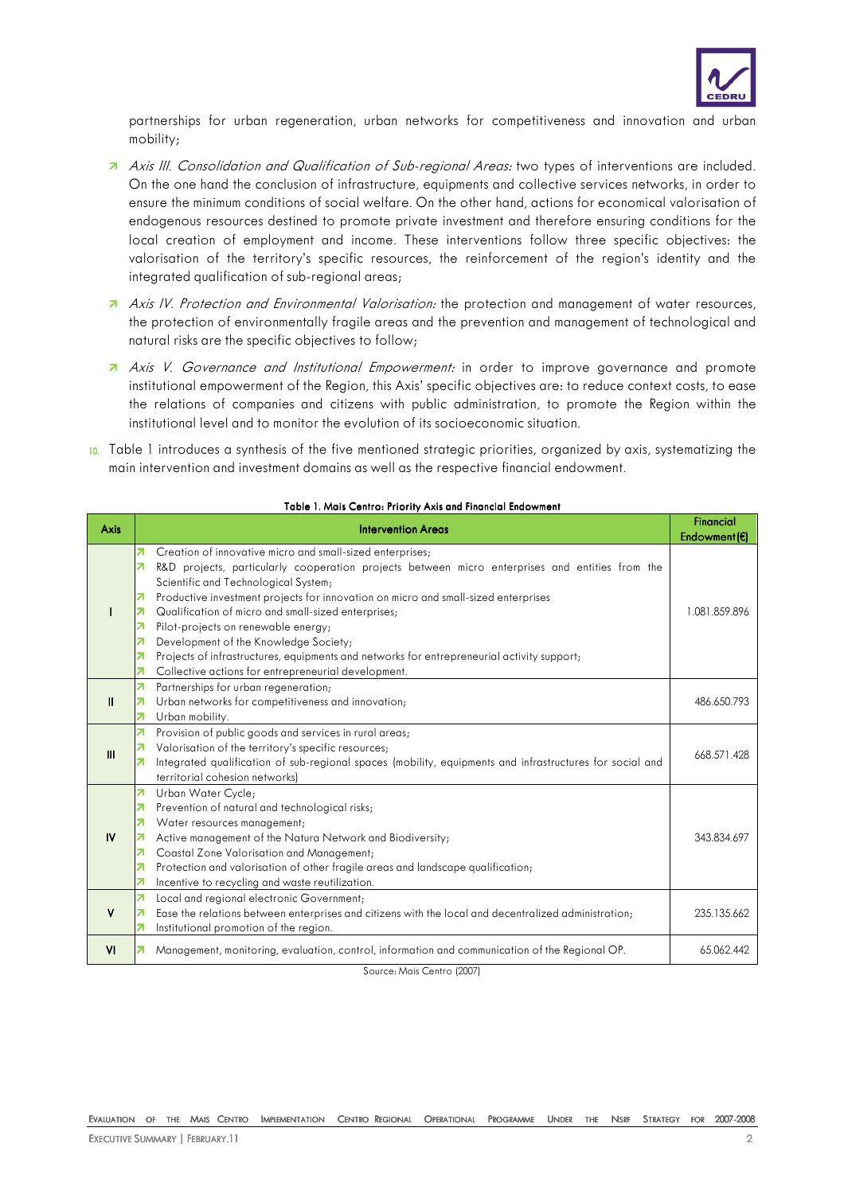partnerships for urban regeneration, urban networks for competitiveness and innovation and urban mobility;

- *Axis III. Consolidation and Qualification of Sub-regional Areas:* two types of interventions are included. On the one hand the conclusion of infrastructure, equipments and collective services networks, in order to ensure the minimum conditions of social welfare. On the other hand, actions for economical valorisation of endogenous resources destined to promote private investment and therefore ensuring conditions for the local creation of employment and income. These interventions follow three specific objectives: the valorisation of the territory's specific resources, the reinforcement of the region's identity and the integrated qualification of sub-regional areas;
- *Axis IV. Protection and Environmental Valorisation:* the protection and management of water resources, the protection of environmentally fragile areas and the prevention and management of technological and natural risks are the specific objectives to follow;
- *Axis V. Governance and Institutional Empowerment:* in order to improve governance and promote institutional empowerment of the Region, this Axis' specific objectives are: to reduce context costs, to ease the relations of companies and citizens with public administration, to promote the Region within the institutional level and to monitor the evolution of its socioeconomic situation.

10. Table 1 introduces a synthesis of the five mentioned strategic priorities, organized by axis, systematizing the main intervention and investment domains as well as the respective financial endowment.

**Table 1. Mais Centro: Priority Axis and Financial Endowment**

| Axis | Intervention Areas | Financial Endowment (€) |
|---|---|---|
| I | - Creation of innovative micro and small-sized enterprises;<br>- R&D projects, particularly cooperation projects between micro enterprises and entities from the Scientific and Technological System;<br>- Productive investment projects for innovation on micro and small-sized enterprises<br>- Qualification of micro and small-sized enterprises;<br>- Pilot-projects on renewable energy;<br>- Development of the Knowledge Society;<br>- Projects of infrastructures, equipments and networks for entrepreneurial activity support;<br>- Collective actions for entrepreneurial development. | 1.081.859.896 |
| II | - Partnerships for urban regeneration;<br>- Urban networks for competitiveness and innovation;<br>- Urban mobility. | 486.650.793 |
| III | - Provision of public goods and services in rural areas;<br>- Valorisation of the territory's specific resources;<br>- Integrated qualification of sub-regional spaces (mobility, equipments and infrastructures for social and territorial cohesion networks) | 668.571.428 |
| IV | - Urban Water Cycle;<br>- Prevention of natural and technological risks;<br>- Water resources management;<br>- Active management of the Natura Network and Biodiversity;<br>- Coastal Zone Valorisation and Management;<br>- Protection and valorisation of other fragile areas and landscape qualification;<br>- Incentive to recycling and waste reutilization. | 343.834.697 |
| V | - Local and regional electronic Government;<br>- Ease the relations between enterprises and citizens with the local and decentralized administration;<br>- Institutional promotion of the region. | 235.135.662 |
| VI | - Management, monitoring, evaluation, control, information and communication of the Regional OP. | 65.062.442 |

Source: Mais Centro (2007)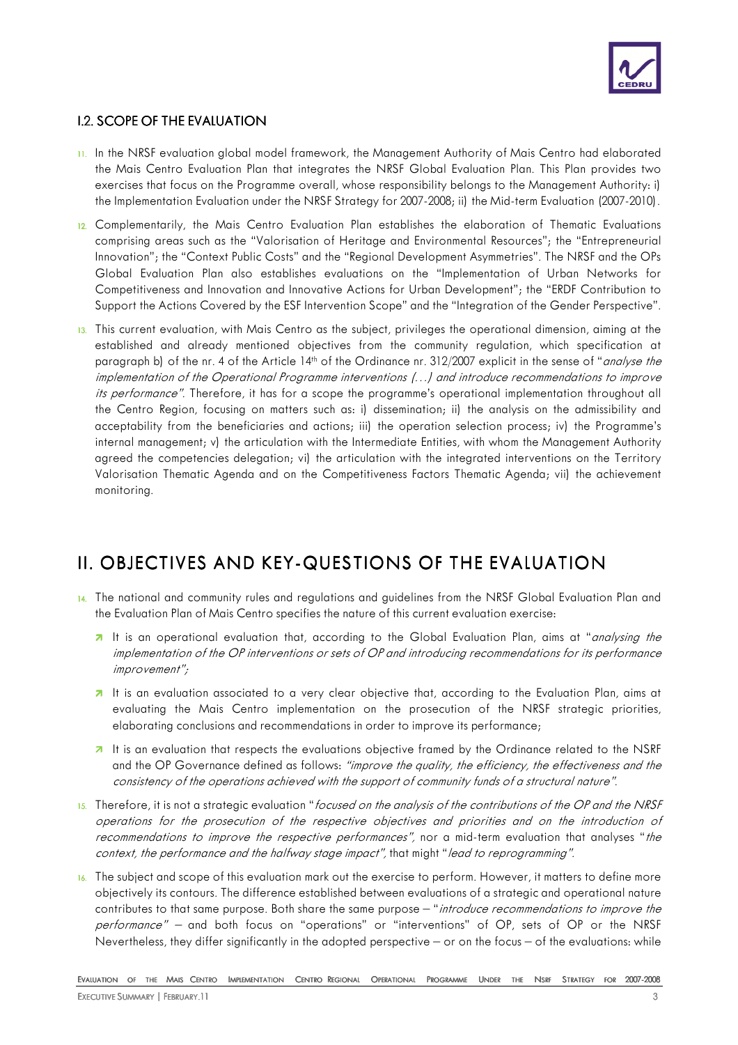### I.2. SCOPE OF THE EVALUATION

11. In the NRSF evaluation global model framework, the Management Authority of Mais Centro had elaborated the Mais Centro Evaluation Plan that integrates the NRSF Global Evaluation Plan. This Plan provides two exercises that focus on the Programme overall, whose responsibility belongs to the Management Authority: i) the Implementation Evaluation under the NRSF Strategy for 2007-2008; ii) the Mid-term Evaluation (2007-2010).

12. Complementarily, the Mais Centro Evaluation Plan establishes the elaboration of Thematic Evaluations comprising areas such as the "Valorisation of Heritage and Environmental Resources"; the "Entrepreneurial Innovation"; the "Context Public Costs" and the "Regional Development Asymmetries". The NRSF and the OPs Global Evaluation Plan also establishes evaluations on the "Implementation of Urban Networks for Competitiveness and Innovation and Innovative Actions for Urban Development"; the "ERDF Contribution to Support the Actions Covered by the ESF Intervention Scope" and the "Integration of the Gender Perspective".

13. This current evaluation, with Mais Centro as the subject, privileges the operational dimension, aiming at the established and already mentioned objectives from the community regulation, which specification at paragraph b) of the nr. 4 of the Article 14th of the Ordinance nr. 312/2007 explicit in the sense of "*analyse the implementation of the Operational Programme interventions (…) and introduce recommendations to improve its performance*". Therefore, it has for a scope the programme's operational implementation throughout all the Centro Region, focusing on matters such as: i) dissemination; ii) the analysis on the admissibility and acceptability from the beneficiaries and actions; iii) the operation selection process; iv) the Programme's internal management; v) the articulation with the Intermediate Entities, with whom the Management Authority agreed the competencies delegation; vi) the articulation with the integrated interventions on the Territory Valorisation Thematic Agenda and on the Competitiveness Factors Thematic Agenda; vii) the achievement monitoring.

# II. OBJECTIVES AND KEY-QUESTIONS OF THE EVALUATION

14. The national and community rules and regulations and guidelines from the NRSF Global Evaluation Plan and the Evaluation Plan of Mais Centro specifies the nature of this current evaluation exercise:

   - It is an operational evaluation that, according to the Global Evaluation Plan, aims at "*analysing the implementation of the OP interventions or sets of OP and introducing recommendations for its performance improvement*";
   - It is an evaluation associated to a very clear objective that, according to the Evaluation Plan, aims at evaluating the Mais Centro implementation on the prosecution of the NRSF strategic priorities, elaborating conclusions and recommendations in order to improve its performance;
   - It is an evaluation that respects the evaluations objective framed by the Ordinance related to the NSRF and the OP Governance defined as follows: *"improve the quality, the efficiency, the effectiveness and the consistency of the operations achieved with the support of community funds of a structural nature"*.

15. Therefore, it is not a strategic evaluation "*focused on the analysis of the contributions of the OP and the NRSF operations for the prosecution of the respective objectives and priorities and on the introduction of recommendations to improve the respective performances"*, nor a mid-term evaluation that analyses "*the context, the performance and the halfway stage impact"*, that might "*lead to reprogramming"*.

16. The subject and scope of this evaluation mark out the exercise to perform. However, it matters to define more objectively its contours. The difference established between evaluations of a strategic and operational nature contributes to that same purpose. Both share the same purpose – "*introduce recommendations to improve the performance*" – and both focus on "operations" or "interventions" of OP, sets of OP or the NRSF Nevertheless, they differ significantly in the adopted perspective – or on the focus – of the evaluations: while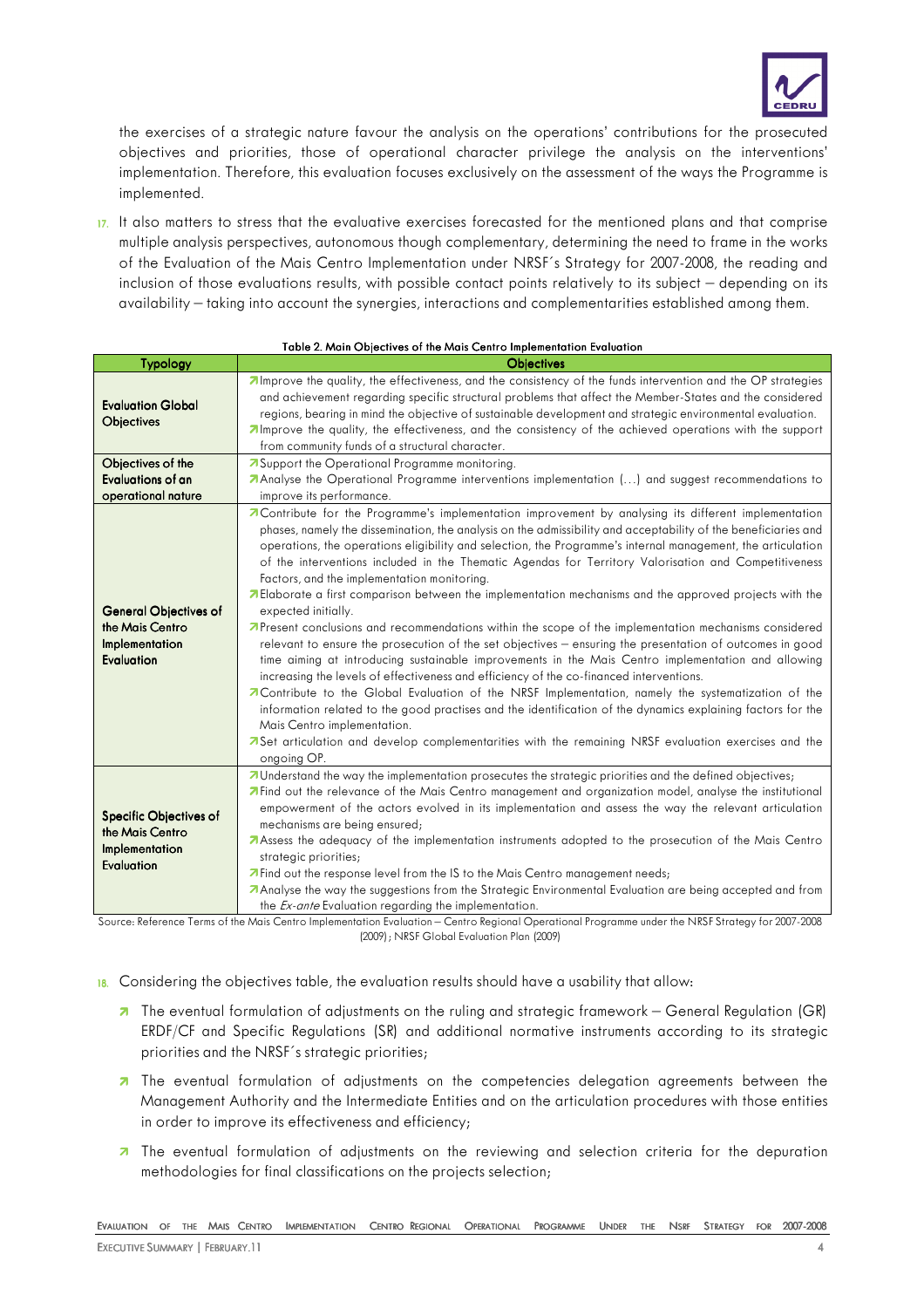the exercises of a strategic nature favour the analysis on the operations' contributions for the prosecuted objectives and priorities, those of operational character privilege the analysis on the interventions' implementation. Therefore, this evaluation focuses exclusively on the assessment of the ways the Programme is implemented.

17. It also matters to stress that the evaluative exercises forecasted for the mentioned plans and that comprise multiple analysis perspectives, autonomous though complementary, determining the need to frame in the works of the Evaluation of the Mais Centro Implementation under NRSF´s Strategy for 2007-2008, the reading and inclusion of those evaluations results, with possible contact points relatively to its subject – depending on its availability – taking into account the synergies, interactions and complementarities established among them.

**Table 2. Main Objectives of the Mais Centro Implementation Evaluation**

| Typology | Objectives |
|---|---|
| **Evaluation Global Objectives** | ↗Improve the quality, the effectiveness, and the consistency of the funds intervention and the OP strategies and achievement regarding specific structural problems that affect the Member-States and the considered regions, bearing in mind the objective of sustainable development and strategic environmental evaluation.<br>↗Improve the quality, the effectiveness, and the consistency of the achieved operations with the support from community funds of a structural character. |
| **Objectives of the Evaluations of an operational nature** | ↗Support the Operational Programme monitoring.<br>↗Analyse the Operational Programme interventions implementation (…) and suggest recommendations to improve its performance. |
| **General Objectives of the Mais Centro Implementation Evaluation** | ↗Contribute for the Programme's implementation improvement by analysing its different implementation phases, namely the dissemination, the analysis on the admissibility and acceptability of the beneficiaries and operations, the operations eligibility and selection, the Programme's internal management, the articulation of the interventions included in the Thematic Agendas for Territory Valorisation and Competitiveness Factors, and the implementation monitoring.<br>↗Elaborate a first comparison between the implementation mechanisms and the approved projects with the expected initially.<br>↗Present conclusions and recommendations within the scope of the implementation mechanisms considered relevant to ensure the prosecution of the set objectives – ensuring the presentation of outcomes in good time aiming at introducing sustainable improvements in the Mais Centro implementation and allowing increasing the levels of effectiveness and efficiency of the co-financed interventions.<br>↗Contribute to the Global Evaluation of the NRSF Implementation, namely the systematization of the information related to the good practises and the identification of the dynamics explaining factors for the Mais Centro implementation.<br>↗Set articulation and develop complementarities with the remaining NRSF evaluation exercises and the ongoing OP. |
| **Specific Objectives of the Mais Centro Implementation Evaluation** | ↗Understand the way the implementation prosecutes the strategic priorities and the defined objectives;<br>↗Find out the relevance of the Mais Centro management and organization model, analyse the institutional empowerment of the actors evolved in its implementation and assess the way the relevant articulation mechanisms are being ensured;<br>↗Assess the adequacy of the implementation instruments adopted to the prosecution of the Mais Centro strategic priorities;<br>↗Find out the response level from the IS to the Mais Centro management needs;<br>↗Analyse the way the suggestions from the Strategic Environmental Evaluation are being accepted and from the *Ex-ante* Evaluation regarding the implementation. |

Source: Reference Terms of the Mais Centro Implementation Evaluation – Centro Regional Operational Programme under the NRSF Strategy for 2007-2008 (2009); NRSF Global Evaluation Plan (2009)

18. Considering the objectives table, the evaluation results should have a usability that allow:

- The eventual formulation of adjustments on the ruling and strategic framework – General Regulation (GR) ERDF/CF and Specific Regulations (SR) and additional normative instruments according to its strategic priorities and the NRSF´s strategic priorities;
- The eventual formulation of adjustments on the competencies delegation agreements between the Management Authority and the Intermediate Entities and on the articulation procedures with those entities in order to improve its effectiveness and efficiency;
- The eventual formulation of adjustments on the reviewing and selection criteria for the depuration methodologies for final classifications on the projects selection;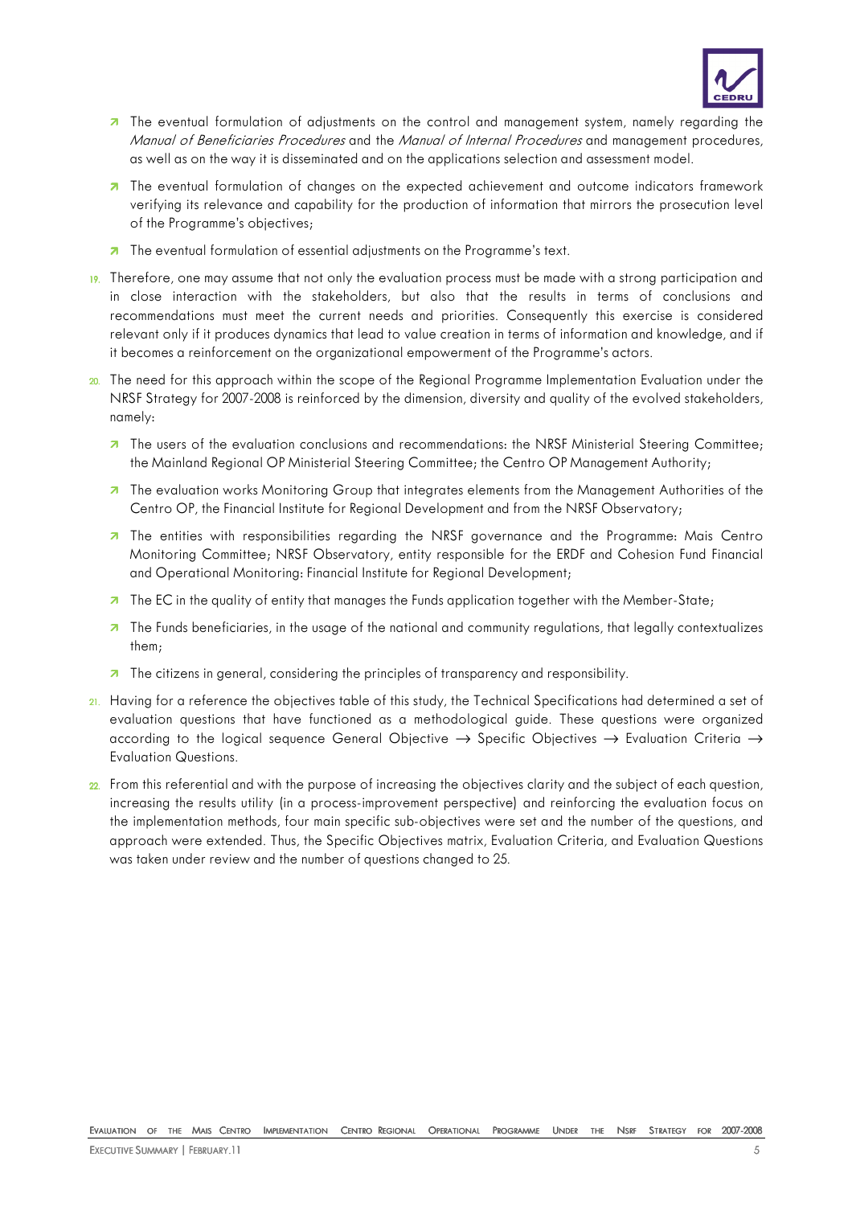- The eventual formulation of adjustments on the control and management system, namely regarding the *Manual of Beneficiaries Procedures* and the *Manual of Internal Procedures* and management procedures, as well as on the way it is disseminated and on the applications selection and assessment model.
- The eventual formulation of changes on the expected achievement and outcome indicators framework verifying its relevance and capability for the production of information that mirrors the prosecution level of the Programme's objectives;
- The eventual formulation of essential adjustments on the Programme's text.

19. Therefore, one may assume that not only the evaluation process must be made with a strong participation and in close interaction with the stakeholders, but also that the results in terms of conclusions and recommendations must meet the current needs and priorities. Consequently this exercise is considered relevant only if it produces dynamics that lead to value creation in terms of information and knowledge, and if it becomes a reinforcement on the organizational empowerment of the Programme's actors.

20. The need for this approach within the scope of the Regional Programme Implementation Evaluation under the NRSF Strategy for 2007-2008 is reinforced by the dimension, diversity and quality of the evolved stakeholders, namely:

    - The users of the evaluation conclusions and recommendations: the NRSF Ministerial Steering Committee; the Mainland Regional OP Ministerial Steering Committee; the Centro OP Management Authority;
    - The evaluation works Monitoring Group that integrates elements from the Management Authorities of the Centro OP, the Financial Institute for Regional Development and from the NRSF Observatory;
    - The entities with responsibilities regarding the NRSF governance and the Programme: Mais Centro Monitoring Committee; NRSF Observatory, entity responsible for the ERDF and Cohesion Fund Financial and Operational Monitoring: Financial Institute for Regional Development;
    - The EC in the quality of entity that manages the Funds application together with the Member-State;
    - The Funds beneficiaries, in the usage of the national and community regulations, that legally contextualizes them;
    - The citizens in general, considering the principles of transparency and responsibility.

21. Having for a reference the objectives table of this study, the Technical Specifications had determined a set of evaluation questions that have functioned as a methodological guide. These questions were organized according to the logical sequence General Objective → Specific Objectives → Evaluation Criteria → Evaluation Questions.

22. From this referential and with the purpose of increasing the objectives clarity and the subject of each question, increasing the results utility (in a process-improvement perspective) and reinforcing the evaluation focus on the implementation methods, four main specific sub-objectives were set and the number of the questions, and approach were extended. Thus, the Specific Objectives matrix, Evaluation Criteria, and Evaluation Questions was taken under review and the number of questions changed to 25.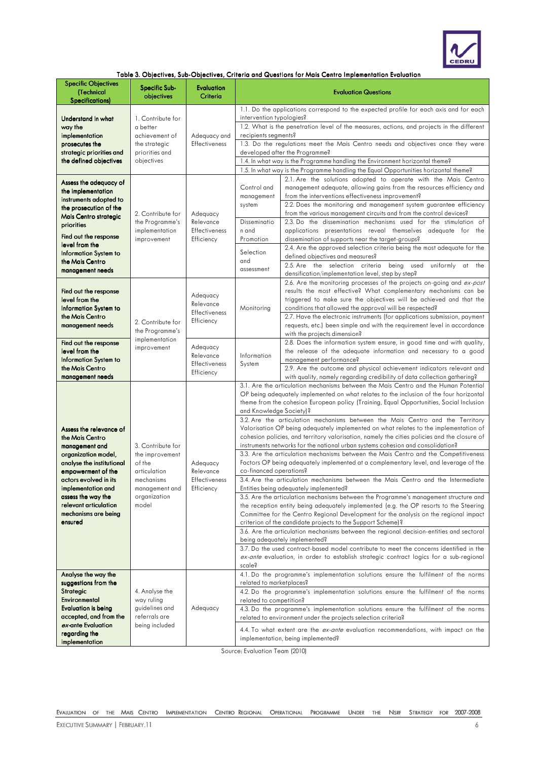**Table 3. Objectives, Sub-Objectives, Criteria and Questions for Mais Centro Implementation Evaluation**

| Specific Objectives (Technical Specifications) | Specific Sub-objectives | Evaluation Criteria | Evaluation Questions | |
|---|---|---|---|---|
| **Understand in what way the implementation prosecutes the strategic priorities and the defined objectives** | 1. Contribute for a better achievement of the strategic priorities and objectives | Adequacy and Effectiveness | 1.1. Do the applications correspond to the expected profile for each axis and for each intervention typologies? | |
| | | | 1.2. What is the penetration level of the measures, actions, and projects in the different recipients segments? | |
| | | | 1.3. Do the regulations meet the Mais Centro needs and objectives once they were developed after the Programme? | |
| | | | 1.4. In what way is the Programme handling the Environment horizontal theme? | |
| | | | 1.5. In what way is the Programme handling the Equal Opportunities horizontal theme? | |
| **Assess the adequacy of the implementation instruments adopted to the prosecution of the Mais Centro strategic priorities** **Find out the response level from the Information System to the Mais Centro management needs** | 2. Contribute for the Programme's implementation improvement | Adequacy Relevance Effectiveness Efficiency | Control and management system | 2.1. Are the solutions adopted to operate with the Mais Centro management adequate, allowing gains from the resources efficiency and from the interventions effectiveness improvement? |
| | | | | 2.2. Does the monitoring and management system guarantee efficiency from the various management circuits and from the control devices? |
| | | | Dissemination and Promotion | 2.3. Do the dissemination mechanisms used for the stimulation of applications presentations reveal themselves adequate for the dissemination of supports near the target-groups? |
| | | | Selection and assessment | 2.4. Are the approved selection criteria being the most adequate for the defined objectives and measures? |
| | | | | 2.5. Are the selection criteria being used uniformly at the densification/implementation level, step by step? |
| **Find out the response level from the Information System to the Mais Centro management needs** | 2. Contribute for the Programme's implementation improvement | Adequacy Relevance Effectiveness Efficiency | Monitoring | 2.6. Are the monitoring processes of the projects on-going and *ex-post* results the most effective? What complementary mechanisms can be triggered to make sure the objectives will be achieved and that the conditions that allowed the approval will be respected? |
| | | | | 2.7. Have the electronic instruments (for applications submission, payment requests, etc.) been simple and with the requirement level in accordance with the projects dimension? |
| **Find out the response level from the Information System to the Mais Centro management needs** | | Adequacy Relevance Effectiveness Efficiency | Information System | 2.8. Does the information system ensure, in good time and with quality, the release of the adequate information and necessary to a good management performance? |
| | | | | 2.9. Are the outcome and physical achievement indicators relevant and with quality, namely regarding credibility of data collection gathering? |
| **Assess the relevance of the Mais Centro management and organization model, analyse the institutional empowerment of the actors evolved in its implementation and assess the way the relevant articulation mechanisms are being ensured** | 3. Contribute for the improvement of the articulation mechanisms management and organization model | Adequacy Relevance Effectiveness Efficiency | 3.1. Are the articulation mechanisms between the Mais Centro and the Human Potential OP being adequately implemented on what relates to the inclusion of the four horizontal theme from the cohesion European policy (Training, Equal Opportunities, Social Inclusion and Knowledge Society)? | |
| | | | 3.2. Are the articulation mechanisms between the Mais Centro and the Territory Valorisation OP being adequately implemented on what relates to the implementation of cohesion policies, and territory valorisation, namely the cities policies and the closure of instruments networks for the national urban systems cohesion and consolidation? | |
| | | | 3.3. Are the articulation mechanisms between the Mais Centro and the Competitiveness Factors OP being adequately implemented at a complementary level, and leverage of the co-financed operations? | |
| | | | 3.4. Are the articulation mechanisms between the Mais Centro and the Intermediate Entities being adequately implemented? | |
| | | | 3.5. Are the articulation mechanisms between the Programme's management structure and the reception entity being adequately implemented (e.g. the OP resorts to the Steering Committee for the Centro Regional Development for the analysis on the regional impact criterion of the candidate projects to the Support Scheme)? | |
| | | | 3.6. Are the articulation mechanisms between the regional decision-entities and sectoral being adequately implemented? | |
| | | | 3.7. Do the used contract-based model contribute to meet the concerns identified in the *ex-ante* evaluation, in order to establish strategic contract logics for a sub-regional scale? | |
| **Analyse the way the suggestions from the Strategic Environmental Evaluation is being accepted, and from the *ex-ante* Evaluation regarding the implementation** | 4. Analyse the way ruling guidelines and referrals are being included | Adequacy | 4.1. Do the programme's implementation solutions ensure the fulfilment of the norms related to marketplaces? | |
| | | | 4.2. Do the programme's implementation solutions ensure the fulfilment of the norms related to competition? | |
| | | | 4.3. Do the programme's implementation solutions ensure the fulfilment of the norms related to environment under the projects selection criteria? | |
| | | | 4.4. To what extent are the *ex-ante* evaluation recommendations, with impact on the implementation, being implemented? | |

Source: Evaluation Team (2010)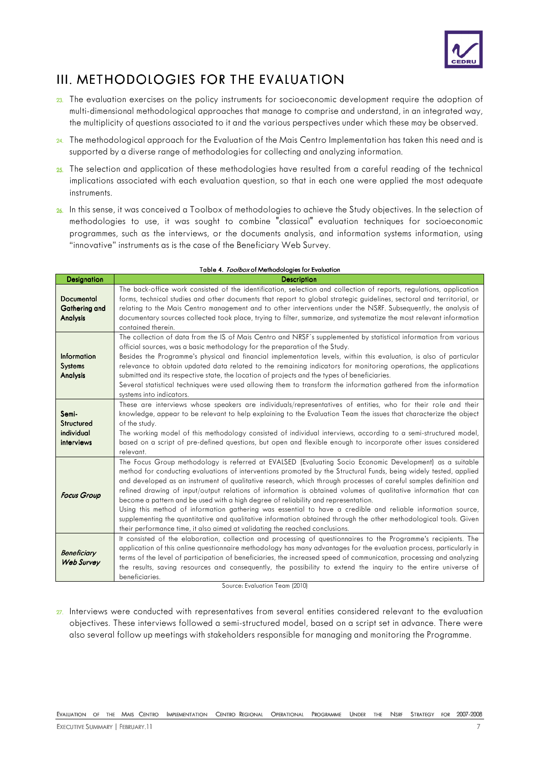# III. METHODOLOGIES FOR THE EVALUATION

23. The evaluation exercises on the policy instruments for socioeconomic development require the adoption of multi-dimensional methodological approaches that manage to comprise and understand, in an integrated way, the multiplicity of questions associated to it and the various perspectives under which these may be observed.

24. The methodological approach for the Evaluation of the Mais Centro Implementation has taken this need and is supported by a diverse range of methodologies for collecting and analyzing information.

25. The selection and application of these methodologies have resulted from a careful reading of the technical implications associated with each evaluation question, so that in each one were applied the most adequate instruments.

26. In this sense, it was conceived a Toolbox of methodologies to achieve the Study objectives. In the selection of methodologies to use, it was sought to combine "classical" evaluation techniques for socioeconomic programmes, such as the interviews, or the documents analysis, and information systems information, using "innovative" instruments as is the case of the Beneficiary Web Survey.

Table 4. *Toolbox* of Methodologies for Evaluation

| Designation | Description |
|---|---|
| **Documental Gathering and Analysis** | The back-office work consisted of the identification, selection and collection of reports, regulations, application forms, technical studies and other documents that report to global strategic guidelines, sectoral and territorial, or relating to the Mais Centro management and to other interventions under the NSRF. Subsequently, the analysis of documentary sources collected took place, trying to filter, summarize, and systematize the most relevant information contained therein. |
| **Information Systems Analysis** | The collection of data from the IS of Mais Centro and NRSF´s supplemented by statistical information from various official sources, was a basic methodology for the preparation of the Study. Besides the Programme's physical and financial implementation levels, within this evaluation, is also of particular relevance to obtain updated data related to the remaining indicators for monitoring operations, the applications submitted and its respective state, the location of projects and the types of beneficiaries. Several statistical techniques were used allowing them to transform the information gathered from the information systems into indicators. |
| **Semi-Structured individual interviews** | These are interviews whose speakers are individuals/representatives of entities, who for their role and their knowledge, appear to be relevant to help explaining to the Evaluation Team the issues that characterize the object of the study. The working model of this methodology consisted of individual interviews, according to a semi-structured model, based on a script of pre-defined questions, but open and flexible enough to incorporate other issues considered relevant. |
| ***Focus Group*** | The Focus Group methodology is referred at EVALSED (Evaluating Socio Economic Development) as a suitable method for conducting evaluations of interventions promoted by the Structural Funds, being widely tested, applied and developed as an instrument of qualitative research, which through processes of careful samples definition and refined drawing of input/output relations of information is obtained volumes of qualitative information that can become a pattern and be used with a high degree of reliability and representation. Using this method of information gathering was essential to have a credible and reliable information source, supplementing the quantitative and qualitative information obtained through the other methodological tools. Given their performance time, it also aimed at validating the reached conclusions. |
| ***Beneficiary Web Survey*** | It consisted of the elaboration, collection and processing of questionnaires to the Programme's recipients. The application of this online questionnaire methodology has many advantages for the evaluation process, particularly in terms of the level of participation of beneficiaries, the increased speed of communication, processing and analyzing the results, saving resources and consequently, the possibility to extend the inquiry to the entire universe of beneficiaries. |

Source: Evaluation Team (2010)

27. Interviews were conducted with representatives from several entities considered relevant to the evaluation objectives. These interviews followed a semi-structured model, based on a script set in advance. There were also several follow up meetings with stakeholders responsible for managing and monitoring the Programme.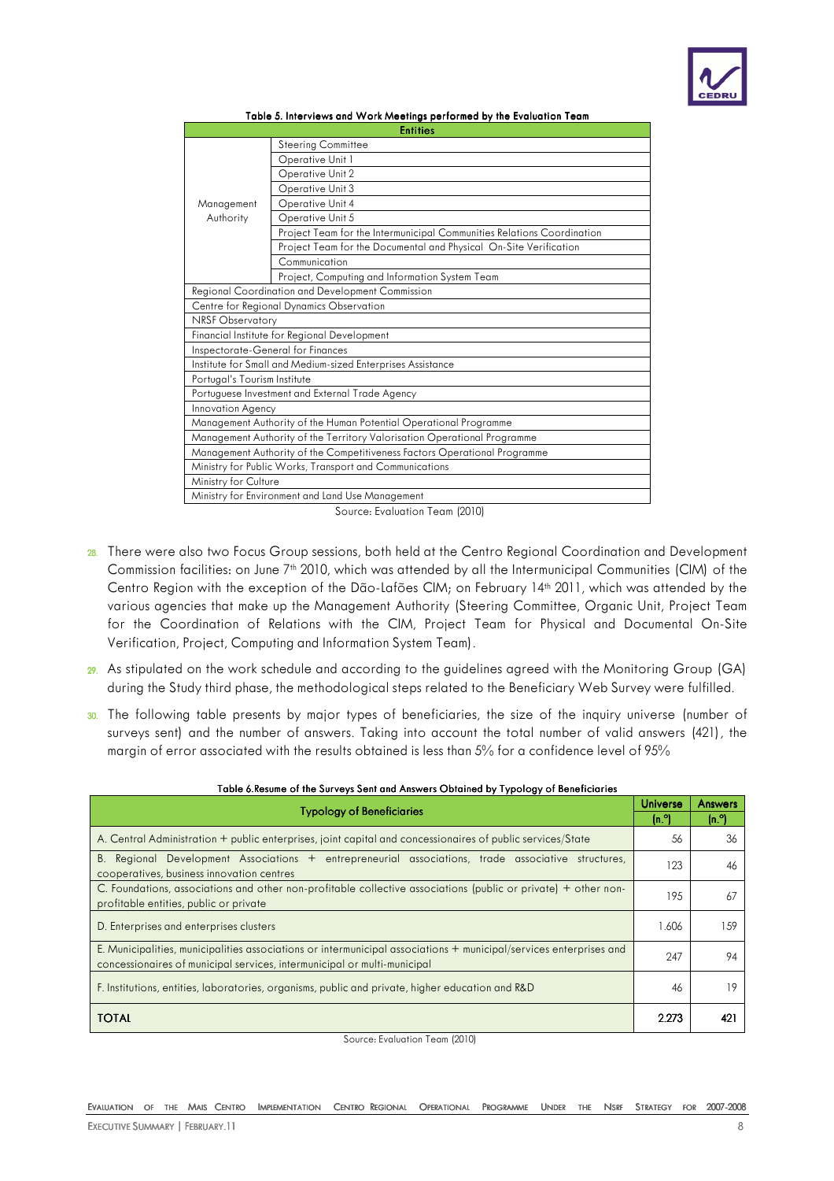**Table 5. Interviews and Work Meetings performed by the Evaluation Team**

| Entities | |
|---|---|
| Management Authority | Steering Committee |
| | Operative Unit 1 |
| | Operative Unit 2 |
| | Operative Unit 3 |
| | Operative Unit 4 |
| | Operative Unit 5 |
| | Project Team for the Intermunicipal Communities Relations Coordination |
| | Project Team for the Documental and Physical On-Site Verification |
| | Communication |
| | Project, Computing and Information System Team |
| Regional Coordination and Development Commission | |
| Centre for Regional Dynamics Observation | |
| NRSF Observatory | |
| Financial Institute for Regional Development | |
| Inspectorate-General for Finances | |
| Institute for Small and Medium-sized Enterprises Assistance | |
| Portugal's Tourism Institute | |
| Portuguese Investment and External Trade Agency | |
| Innovation Agency | |
| Management Authority of the Human Potential Operational Programme | |
| Management Authority of the Territory Valorisation Operational Programme | |
| Management Authority of the Competitiveness Factors Operational Programme | |
| Ministry for Public Works, Transport and Communications | |
| Ministry for Culture | |
| Ministry for Environment and Land Use Management | |

Source: Evaluation Team (2010)

28. There were also two Focus Group sessions, both held at the Centro Regional Coordination and Development Commission facilities: on June 7th 2010, which was attended by all the Intermunicipal Communities (CIM) of the Centro Region with the exception of the Dão-Lafões CIM; on February 14th 2011, which was attended by the various agencies that make up the Management Authority (Steering Committee, Organic Unit, Project Team for the Coordination of Relations with the CIM, Project Team for Physical and Documental On-Site Verification, Project, Computing and Information System Team).

29. As stipulated on the work schedule and according to the guidelines agreed with the Monitoring Group (GA) during the Study third phase, the methodological steps related to the Beneficiary Web Survey were fulfilled.

30. The following table presents by major types of beneficiaries, the size of the inquiry universe (number of surveys sent) and the number of answers. Taking into account the total number of valid answers (421), the margin of error associated with the results obtained is less than 5% for a confidence level of 95%

**Table 6.Resume of the Surveys Sent and Answers Obtained by Typology of Beneficiaries**

| Typology of Beneficiaries | Universe (n.º) | Answers (n.º) |
|---|---|---|
| A. Central Administration + public enterprises, joint capital and concessionaires of public services/State | 56 | 36 |
| B. Regional Development Associations + entrepreneurial associations, trade associative structures, cooperatives, business innovation centres | 123 | 46 |
| C. Foundations, associations and other non-profitable collective associations (public or private) + other non-profitable entities, public or private | 195 | 67 |
| D. Enterprises and enterprises clusters | 1.606 | 159 |
| E. Municipalities, municipalities associations or intermunicipal associations + municipal/services enterprises and concessionaires of municipal services, intermunicipal or multi-municipal | 247 | 94 |
| F. Institutions, entities, laboratories, organisms, public and private, higher education and R&D | 46 | 19 |
| **TOTAL** | **2.273** | **421** |

Source: Evaluation Team (2010)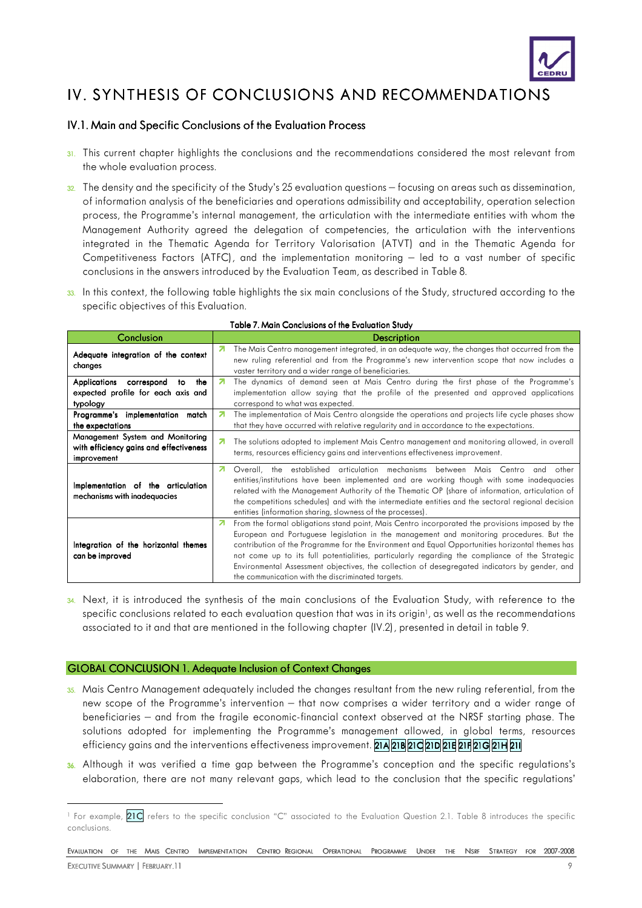# IV. SYNTHESIS OF CONCLUSIONS AND RECOMMENDATIONS

## IV.1. Main and Specific Conclusions of the Evaluation Process

31. This current chapter highlights the conclusions and the recommendations considered the most relevant from the whole evaluation process.

32. The density and the specificity of the Study's 25 evaluation questions – focusing on areas such as dissemination, of information analysis of the beneficiaries and operations admissibility and acceptability, operation selection process, the Programme's internal management, the articulation with the intermediate entities with whom the Management Authority agreed the delegation of competencies, the articulation with the interventions integrated in the Thematic Agenda for Territory Valorisation (ATVT) and in the Thematic Agenda for Competitiveness Factors (ATFC), and the implementation monitoring – led to a vast number of specific conclusions in the answers introduced by the Evaluation Team, as described in Table 8.

33. In this context, the following table highlights the six main conclusions of the Study, structured according to the specific objectives of this Evaluation.

**Table 7. Main Conclusions of the Evaluation Study**

| Conclusion | Description |
|---|---|
| **Adequate integration of the context changes** | The Mais Centro management integrated, in an adequate way, the changes that occurred from the new ruling referential and from the Programme's new intervention scope that now includes a vaster territory and a wider range of beneficiaries. |
| **Applications correspond to the expected profile for each axis and typology** | The dynamics of demand seen at Mais Centro during the first phase of the Programme's implementation allow saying that the profile of the presented and approved applications correspond to what was expected. |
| **Programme's implementation match the expectations** | The implementation of Mais Centro alongside the operations and projects life cycle phases show that they have occurred with relative regularity and in accordance to the expectations. |
| **Management System and Monitoring with efficiency gains and effectiveness improvement** | The solutions adopted to implement Mais Centro management and monitoring allowed, in overall terms, resources efficiency gains and interventions effectiveness improvement. |
| **Implementation of the articulation mechanisms with inadequacies** | Overall, the established articulation mechanisms between Mais Centro and other entities/institutions have been implemented and are working though with some inadequacies related with the Management Authority of the Thematic OP (share of information, articulation of the competitions schedules) and with the intermediate entities and the sectoral regional decision entities (information sharing, slowness of the processes). |
| **Integration of the horizontal themes can be improved** | From the formal obligations stand point, Mais Centro incorporated the provisions imposed by the European and Portuguese legislation in the management and monitoring procedures. But the contribution of the Programme for the Environment and Equal Opportunities horizontal themes has not come up to its full potentialities, particularly regarding the compliance of the Strategic Environmental Assessment objectives, the collection of desegregated indicators by gender, and the communication with the discriminated targets. |

34. Next, it is introduced the synthesis of the main conclusions of the Evaluation Study, with reference to the specific conclusions related to each evaluation question that was in its origin[1], as well as the recommendations associated to it and that are mentioned in the following chapter (IV.2), presented in detail in table 9.

### GLOBAL CONCLUSION 1. Adequate Inclusion of Context Changes

35. Mais Centro Management adequately included the changes resultant from the new ruling referential, from the new scope of the Programme's intervention – that now comprises a wider territory and a wider range of beneficiaries – and from the fragile economic-financial context observed at the NRSF starting phase. The solutions adopted for implementing the Programme's management allowed, in global terms, resources efficiency gains and the interventions effectiveness improvement. 21A 21B 21C 21D 21E 21F 21G 21H 21I

36. Although it was verified a time gap between the Programme's conception and the specific regulations's elaboration, there are not many relevant gaps, which lead to the conclusion that the specific regulations'

[1] For example, 21C refers to the specific conclusion "C" associated to the Evaluation Question 2.1. Table 8 introduces the specific conclusions.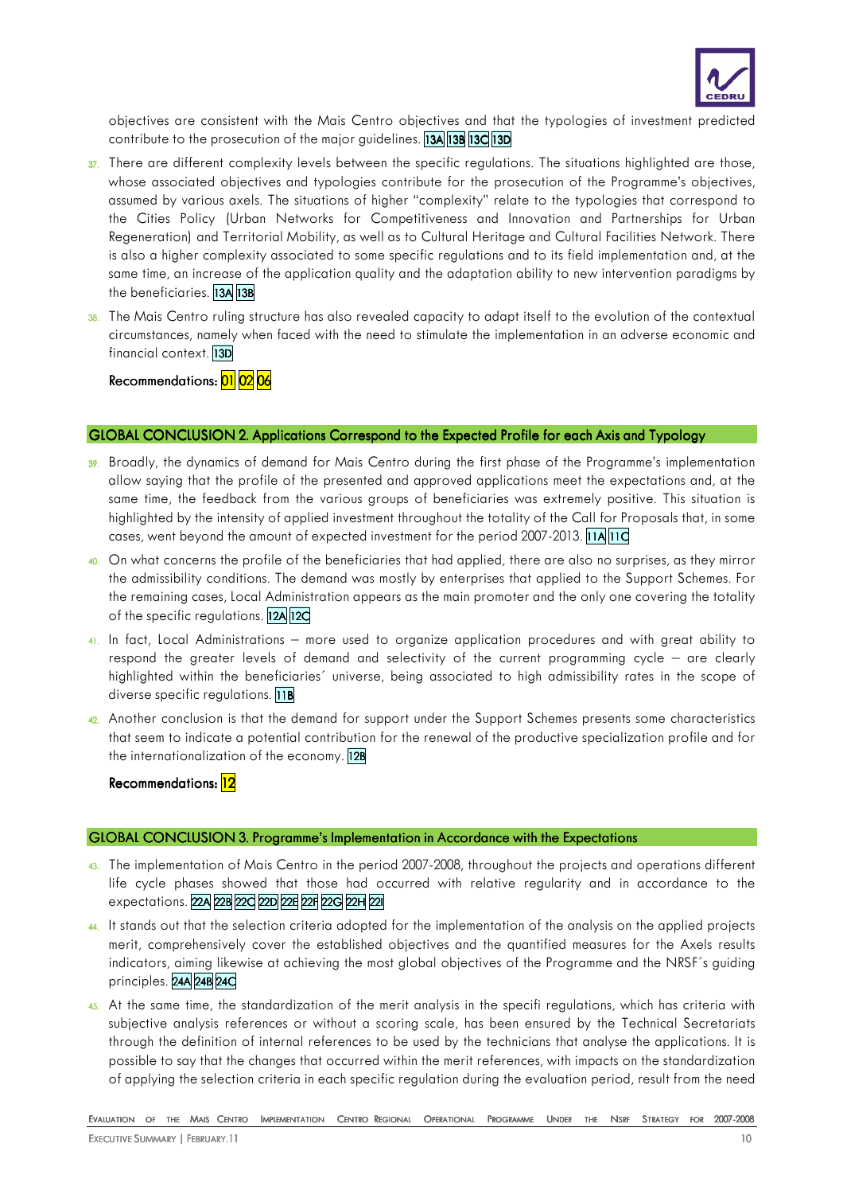objectives are consistent with the Mais Centro objectives and that the typologies of investment predicted contribute to the prosecution of the major guidelines. 13A 13B 13C 13D

37. There are different complexity levels between the specific regulations. The situations highlighted are those, whose associated objectives and typologies contribute for the prosecution of the Programme's objectives, assumed by various axels. The situations of higher "complexity" relate to the typologies that correspond to the Cities Policy (Urban Networks for Competitiveness and Innovation and Partnerships for Urban Regeneration) and Territorial Mobility, as well as to Cultural Heritage and Cultural Facilities Network. There is also a higher complexity associated to some specific regulations and to its field implementation and, at the same time, an increase of the application quality and the adaptation ability to new intervention paradigms by the beneficiaries. 13A 13B

38. The Mais Centro ruling structure has also revealed capacity to adapt itself to the evolution of the contextual circumstances, namely when faced with the need to stimulate the implementation in an adverse economic and financial context. 13D

**Recommendations:** 01 02 06

## GLOBAL CONCLUSION 2. Applications Correspond to the Expected Profile for each Axis and Typology

39. Broadly, the dynamics of demand for Mais Centro during the first phase of the Programme's implementation allow saying that the profile of the presented and approved applications meet the expectations and, at the same time, the feedback from the various groups of beneficiaries was extremely positive. This situation is highlighted by the intensity of applied investment throughout the totality of the Call for Proposals that, in some cases, went beyond the amount of expected investment for the period 2007-2013. 11A 11C

40. On what concerns the profile of the beneficiaries that had applied, there are also no surprises, as they mirror the admissibility conditions. The demand was mostly by enterprises that applied to the Support Schemes. For the remaining cases, Local Administration appears as the main promoter and the only one covering the totality of the specific regulations. 12A 12C

41. In fact, Local Administrations – more used to organize application procedures and with great ability to respond the greater levels of demand and selectivity of the current programming cycle – are clearly highlighted within the beneficiaries´ universe, being associated to high admissibility rates in the scope of diverse specific regulations. 11B

42. Another conclusion is that the demand for support under the Support Schemes presents some characteristics that seem to indicate a potential contribution for the renewal of the productive specialization profile and for the internationalization of the economy. 12B

**Recommendations:** 12

## GLOBAL CONCLUSION 3. Programme's Implementation in Accordance with the Expectations

43. The implementation of Mais Centro in the period 2007-2008, throughout the projects and operations different life cycle phases showed that those had occurred with relative regularity and in accordance to the expectations. 22A 22B 22C 22D 22E 22F 22G 22H 22I

44. It stands out that the selection criteria adopted for the implementation of the analysis on the applied projects merit, comprehensively cover the established objectives and the quantified measures for the Axels results indicators, aiming likewise at achieving the most global objectives of the Programme and the NRSF´s guiding principles. 24A 24B 24C

45. At the same time, the standardization of the merit analysis in the specifi regulations, which has criteria with subjective analysis references or without a scoring scale, has been ensured by the Technical Secretariats through the definition of internal references to be used by the technicians that analyse the applications. It is possible to say that the changes that occurred within the merit references, with impacts on the standardization of applying the selection criteria in each specific regulation during the evaluation period, result from the need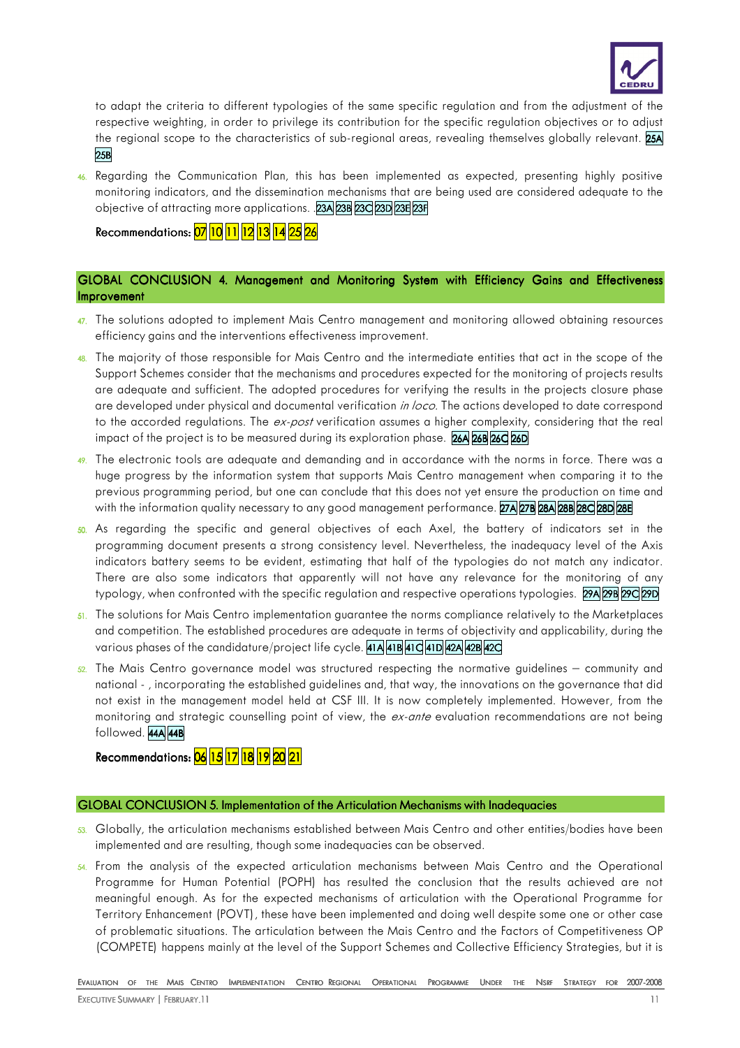to adapt the criteria to different typologies of the same specific regulation and from the adjustment of the respective weighting, in order to privilege its contribution for the specific regulation objectives or to adjust the regional scope to the characteristics of sub-regional areas, revealing themselves globally relevant. 25A 25B

46. Regarding the Communication Plan, this has been implemented as expected, presenting highly positive monitoring indicators, and the dissemination mechanisms that are being used are considered adequate to the objective of attracting more applications. .23A 23B 23C 23D 23E 23F

**Recommendations:** 07 10 11 12 13 14 25 26

## GLOBAL CONCLUSION 4. Management and Monitoring System with Efficiency Gains and Effectiveness Improvement

47. The solutions adopted to implement Mais Centro management and monitoring allowed obtaining resources efficiency gains and the interventions effectiveness improvement.

48. The majority of those responsible for Mais Centro and the intermediate entities that act in the scope of the Support Schemes consider that the mechanisms and procedures expected for the monitoring of projects results are adequate and sufficient. The adopted procedures for verifying the results in the projects closure phase are developed under physical and documental verification *in loco*. The actions developed to date correspond to the accorded regulations. The *ex-post* verification assumes a higher complexity, considering that the real impact of the project is to be measured during its exploration phase. 26A 26B 26C 26D

49. The electronic tools are adequate and demanding and in accordance with the norms in force. There was a huge progress by the information system that supports Mais Centro management when comparing it to the previous programming period, but one can conclude that this does not yet ensure the production on time and with the information quality necessary to any good management performance. 27A 27B 28A 28B 28C 28D 28E

50. As regarding the specific and general objectives of each Axel, the battery of indicators set in the programming document presents a strong consistency level. Nevertheless, the inadequacy level of the Axis indicators battery seems to be evident, estimating that half of the typologies do not match any indicator. There are also some indicators that apparently will not have any relevance for the monitoring of any typology, when confronted with the specific regulation and respective operations typologies. 29A 29B 29C 29D

51. The solutions for Mais Centro implementation guarantee the norms compliance relatively to the Marketplaces and competition. The established procedures are adequate in terms of objectivity and applicability, during the various phases of the candidature/project life cycle. 41A 41B 41C 41D 42A 42B 42C

52. The Mais Centro governance model was structured respecting the normative guidelines – community and national - , incorporating the established guidelines and, that way, the innovations on the governance that did not exist in the management model held at CSF III. It is now completely implemented. However, from the monitoring and strategic counselling point of view, the *ex-ante* evaluation recommendations are not being followed. 44A 44B

**Recommendations:** 06 15 17 18 19 20 21

## GLOBAL CONCLUSION 5. Implementation of the Articulation Mechanisms with Inadequacies

53. Globally, the articulation mechanisms established between Mais Centro and other entities/bodies have been implemented and are resulting, though some inadequacies can be observed.

54. From the analysis of the expected articulation mechanisms between Mais Centro and the Operational Programme for Human Potential (POPH) has resulted the conclusion that the results achieved are not meaningful enough. As for the expected mechanisms of articulation with the Operational Programme for Territory Enhancement (POVT), these have been implemented and doing well despite some one or other case of problematic situations. The articulation between the Mais Centro and the Factors of Competitiveness OP (COMPETE) happens mainly at the level of the Support Schemes and Collective Efficiency Strategies, but it is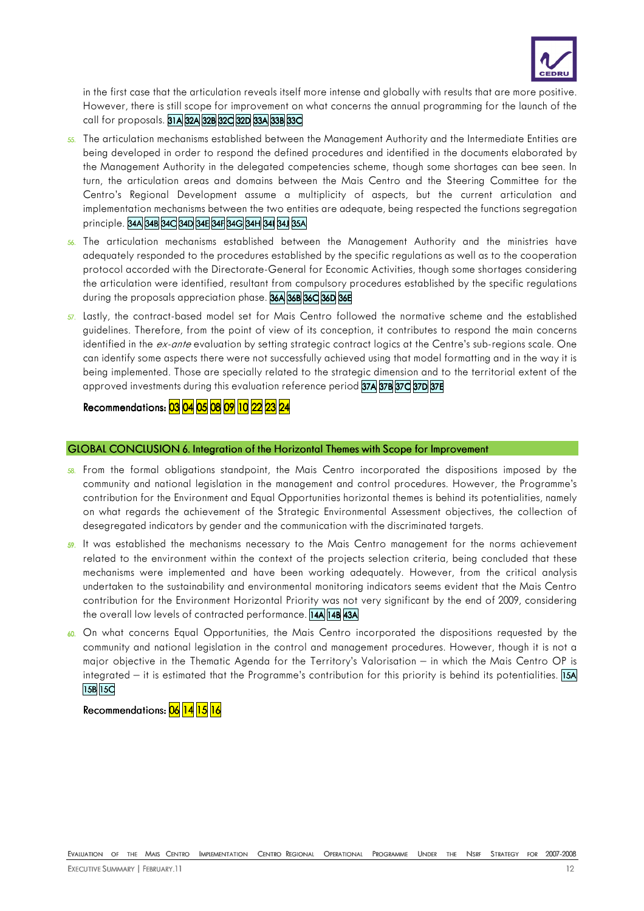in the first case that the articulation reveals itself more intense and globally with results that are more positive. However, there is still scope for improvement on what concerns the annual programming for the launch of the call for proposals. 31A 32A 32B 32C 32D 33A 33B 33C

55. The articulation mechanisms established between the Management Authority and the Intermediate Entities are being developed in order to respond the defined procedures and identified in the documents elaborated by the Management Authority in the delegated competencies scheme, though some shortages can bee seen. In turn, the articulation areas and domains between the Mais Centro and the Steering Committee for the Centro's Regional Development assume a multiplicity of aspects, but the current articulation and implementation mechanisms between the two entities are adequate, being respected the functions segregation principle. 34A 34B 34C 34D 34E 34F 34G 34H 34I 34J 35A

56. The articulation mechanisms established between the Management Authority and the ministries have adequately responded to the procedures established by the specific regulations as well as to the cooperation protocol accorded with the Directorate-General for Economic Activities, though some shortages considering the articulation were identified, resultant from compulsory procedures established by the specific regulations during the proposals appreciation phase. 36A 36B 36C 36D 36E

57. Lastly, the contract-based model set for Mais Centro followed the normative scheme and the established guidelines. Therefore, from the point of view of its conception, it contributes to respond the main concerns identified in the *ex-ante* evaluation by setting strategic contract logics at the Centre's sub-regions scale. One can identify some aspects there were not successfully achieved using that model formatting and in the way it is being implemented. Those are specially related to the strategic dimension and to the territorial extent of the approved investments during this evaluation reference period 37A 37B 37C 37D 37E

**Recommendations: 03 04 05 08 09 10 22 23 24**

## GLOBAL CONCLUSION 6. Integration of the Horizontal Themes with Scope for Improvement

58. From the formal obligations standpoint, the Mais Centro incorporated the dispositions imposed by the community and national legislation in the management and control procedures. However, the Programme's contribution for the Environment and Equal Opportunities horizontal themes is behind its potentialities, namely on what regards the achievement of the Strategic Environmental Assessment objectives, the collection of desegregated indicators by gender and the communication with the discriminated targets.

59. It was established the mechanisms necessary to the Mais Centro management for the norms achievement related to the environment within the context of the projects selection criteria, being concluded that these mechanisms were implemented and have been working adequately. However, from the critical analysis undertaken to the sustainability and environmental monitoring indicators seems evident that the Mais Centro contribution for the Environment Horizontal Priority was not very significant by the end of 2009, considering the overall low levels of contracted performance. 14A 14B 43A

60. On what concerns Equal Opportunities, the Mais Centro incorporated the dispositions requested by the community and national legislation in the control and management procedures. However, though it is not a major objective in the Thematic Agenda for the Territory's Valorisation – in which the Mais Centro OP is integrated – it is estimated that the Programme's contribution for this priority is behind its potentialities. 15A 15B 15C

**Recommendations: 06 14 15 16**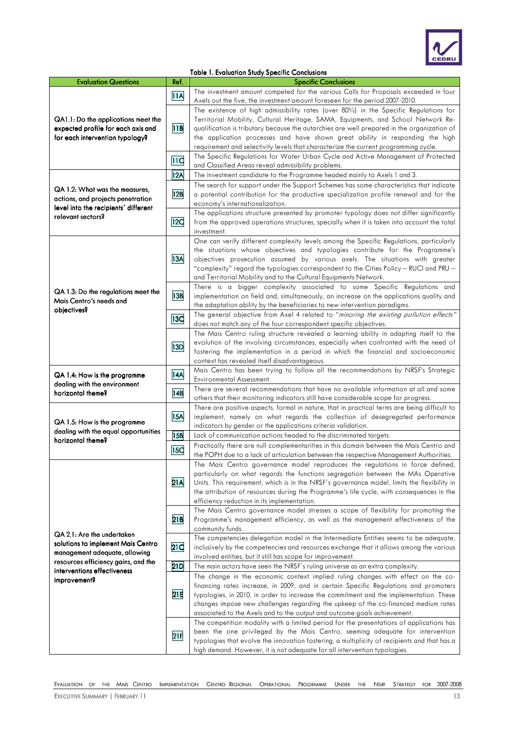Table 1. Evaluation Study Specific Conclusions

| Evaluation Questions | Ref. | Specific Conclusions |
|---|---|---|
| QA1.1: Do the applications meet the expected profile for each axis and for each intervention typology? | 11A | The investment amount competed for the various Calls for Proposals exceeded in four Axels out the five, the investment amount foreseen for the period 2007-2010. |
| | 11B | The existence of high admissibility rates (over 80%) in the Specific Regulations for Territorial Mobility, Cultural Heritage, SAMA, Equipments, and School Network Re-qualification is tributary because the autarchies are well prepared in the organization of the application processes and have shown great ability in responding the high requirement and selectivity levels that characterize the current programming cycle. |
| | 11C | The Specific Regulations for Water Urban Cycle and Active Management of Protected and Classified Areas reveal admissibility problems. |
| QA 1.2: What was the measures, actions, and projects penetration level into the recipients' different relevant sectors? | 12A | The investment candidate to the Programme headed mainly to Axels 1 and 3. |
| | 12B | The search for support under the Support Schemes has some characteristics that indicate a potential contribution for the productive specialization profile renewal and for the economy's internationalization. |
| | 12C | The applications structure presented by promoter typology does not differ significantly from the approved operations structures, specially when it is taken into account the total investment. |
| QA 1.3: Do the regulations meet the Mais Centro's needs and objectives? | 13A | One can verify different complexity levels among the Specific Regulations, particularly the situations whose objectives and typologies contribute for the Programme's objectives prosecution assumed by various axels. The situations with greater "complexity" regard the typologies correspondent to the Cities Policy – RUCI and PRU – and Territorial Mobility and to the Cultural Equipments Network. |
| | 13B | There is a bigger complexity associated to some Specific Regulations and implementation on field and, simultaneously, an increase on the applications quality and the adaptation ability by the beneficiaries to new intervention paradigms. |
| | 13C | The general objective from Axel 4 related to "*minoring the existing pollution effects*" does not match any of the four correspondent specific objectives. |
| | 13D | The Mais Centro ruling structure revealed a learning ability in adapting itself to the evolution of the involving circumstances, especially when confronted with the need of fostering the implementation in a period in which the financial and socioeconomic context has revealed itself disadvantageous. |
| QA 1.4: How is the programme dealing with the environment horizontal theme? | 14A | Mais Centro has been trying to follow all the recommendations by NRSF's Strategic Environmental Assessment. |
| | 14B | There are several recommendations that have no available information at all and some others that their monitoring indicators still have considerable scope for progress. |
| QA 1.5: How is the programme dealing with the equal opportunities horizontal theme? | 15A | There are positive aspects, formal in nature, that in practical terms are being difficult to implement, namely on what regards the collection of desegregated performance indicators by gender or the applications criteria validation. |
| | 15B | Lack of communication actions headed to the discriminated targets. |
| | 15C | Practically there are null complementarities in this domain between the Mais Centro and the POPH due to a lack of articulation between the respective Management Authorities. |
| QA 2.1: Are the undertaken solutions to implement Mais Centro management adequate, allowing resources efficiency gains, and the interventions effectiveness improvement? | 21A | The Mais Centro governance model reproduces the regulations in force defined, particularly on what regards the functions segregation between the MAs Operative Units. This requirement, which is in the NRSF's governance model, limits the flexibility in the attribution of resources during the Programme's life cycle, with consequences in the efficiency reduction in its implementation. |
| | 21B | The Mais Centro governance model stresses a scope of flexibility for promoting the Programme's management efficiency, as well as the management effectiveness of the community funds.. |
| | 21C | The competencies delegation model in the Intermediate Entities seems to be adequate, inclusively by the competencies and resources exchange that it allows among the various involved entities, but it still has scope for improvement. |
| | 21D | The main actors have seen the NRSF's ruling universe as an extra complexity. |
| | 21E | The change in the economic context implied ruling changes with effect on the co-financing rates increase, in 2009, and in certain Specific Regulations and promoters typologies, in 2010, in order to increase the commitment and the implementation. These changes impose new challenges regarding the upkeep of the co-financed medium rates associated to the Axels and to the output and outcome goals achievement. |
| | 21F | The competition modality with a limited period for the presentations of applications has been the one privileged by the Mais Centro, seeming adequate for intervention typologies that evolve the innovation fostering, a multiplicity of recipients and that has a high demand. However, it is not adequate for all intervention typologies. |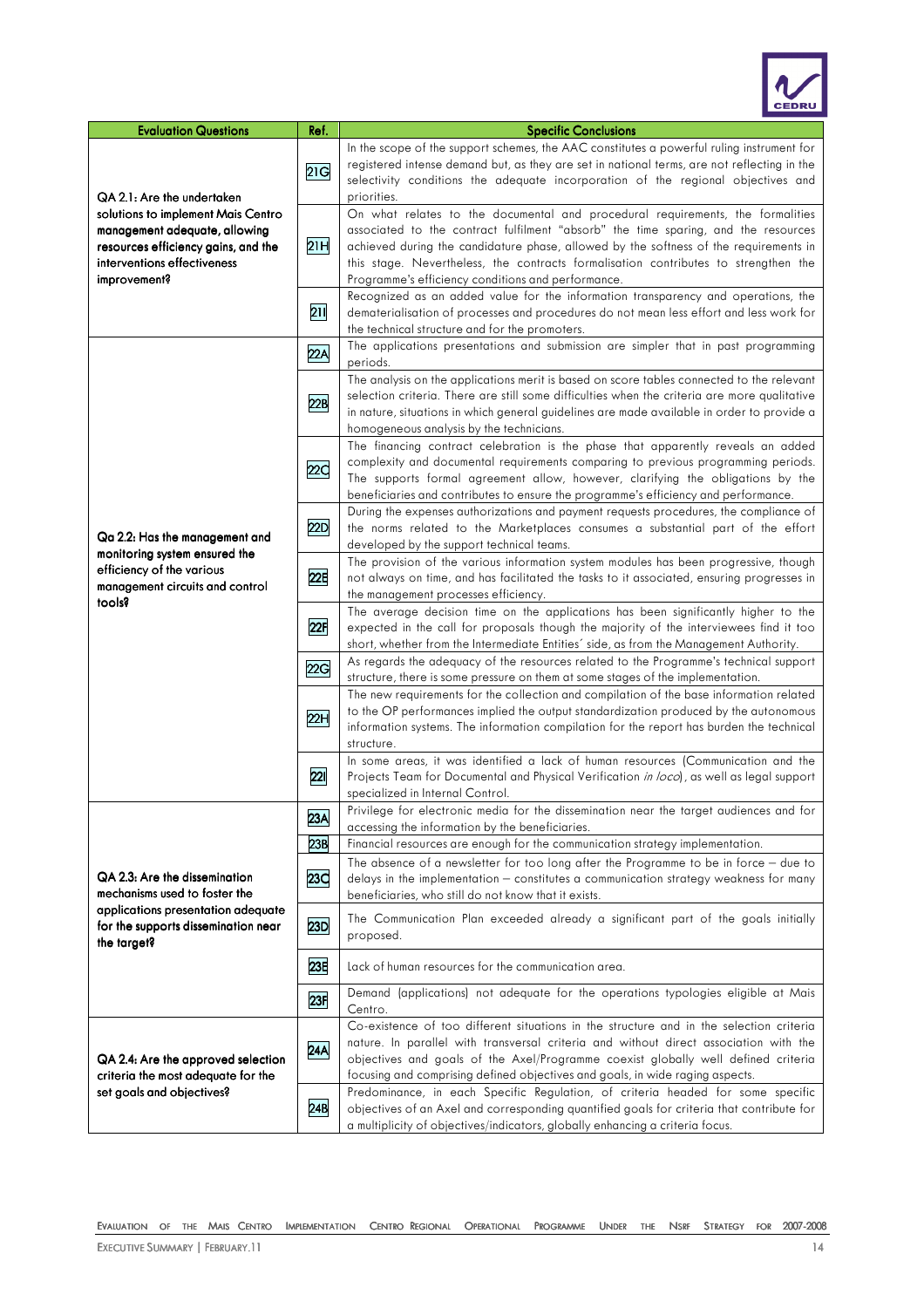| Evaluation Questions | Ref. | Specific Conclusions |
|---|---|---|
| QA 2.1: Are the undertaken solutions to implement Mais Centro management adequate, allowing resources efficiency gains, and the interventions effectiveness improvement? | 21G | In the scope of the support schemes, the AAC constitutes a powerful ruling instrument for registered intense demand but, as they are set in national terms, are not reflecting in the selectivity conditions the adequate incorporation of the regional objectives and priorities. |
| | 21H | On what relates to the documental and procedural requirements, the formalities associated to the contract fulfilment "absorb" the time sparing, and the resources achieved during the candidature phase, allowed by the softness of the requirements in this stage. Nevertheless, the contracts formalisation contributes to strengthen the Programme's efficiency conditions and performance. |
| | 21I | Recognized as an added value for the information transparency and operations, the dematerialisation of processes and procedures do not mean less effort and less work for the technical structure and for the promoters. |
| Qa 2.2: Has the management and monitoring system ensured the efficiency of the various management circuits and control tools? | 22A | The applications presentations and submission are simpler that in past programming periods. |
| | 22B | The analysis on the applications merit is based on score tables connected to the relevant selection criteria. There are still some difficulties when the criteria are more qualitative in nature, situations in which general guidelines are made available in order to provide a homogeneous analysis by the technicians. |
| | 22C | The financing contract celebration is the phase that apparently reveals an added complexity and documental requirements comparing to previous programming periods. The supports formal agreement allow, however, clarifying the obligations by the beneficiaries and contributes to ensure the programme's efficiency and performance. |
| | 22D | During the expenses authorizations and payment requests procedures, the compliance of the norms related to the Marketplaces consumes a substantial part of the effort developed by the support technical teams. |
| | 22E | The provision of the various information system modules has been progressive, though not always on time, and has facilitated the tasks to it associated, ensuring progresses in the management processes efficiency. |
| | 22F | The average decision time on the applications has been significantly higher to the expected in the call for proposals though the majority of the interviewees find it too short, whether from the Intermediate Entities´ side, as from the Management Authority. |
| | 22G | As regards the adequacy of the resources related to the Programme's technical support structure, there is some pressure on them at some stages of the implementation. |
| | 22H | The new requirements for the collection and compilation of the base information related to the OP performances implied the output standardization produced by the autonomous information systems. The information compilation for the report has burden the technical structure. |
| | 22I | In some areas, it was identified a lack of human resources (Communication and the Projects Team for Documental and Physical Verification *in loco*), as well as legal support specialized in Internal Control. |
| QA 2.3: Are the dissemination mechanisms used to foster the applications presentation adequate for the supports dissemination near the target? | 23A | Privilege for electronic media for the dissemination near the target audiences and for accessing the information by the beneficiaries. |
| | 23B | Financial resources are enough for the communication strategy implementation. |
| | 23C | The absence of a newsletter for too long after the Programme to be in force – due to delays in the implementation – constitutes a communication strategy weakness for many beneficiaries, who still do not know that it exists. |
| | 23D | The Communication Plan exceeded already a significant part of the goals initially proposed. |
| | 23E | Lack of human resources for the communication area. |
| | 23F | Demand (applications) not adequate for the operations typologies eligible at Mais Centro. |
| QA 2.4: Are the approved selection criteria the most adequate for the set goals and objectives? | 24A | Co-existence of too different situations in the structure and in the selection criteria nature. In parallel with transversal criteria and without direct association with the objectives and goals of the Axel/Programme coexist globally well defined criteria focusing and comprising defined objectives and goals, in wide raging aspects. |
| | 24B | Predominance, in each Specific Regulation, of criteria headed for some specific objectives of an Axel and corresponding quantified goals for criteria that contribute for a multiplicity of objectives/indicators, globally enhancing a criteria focus. |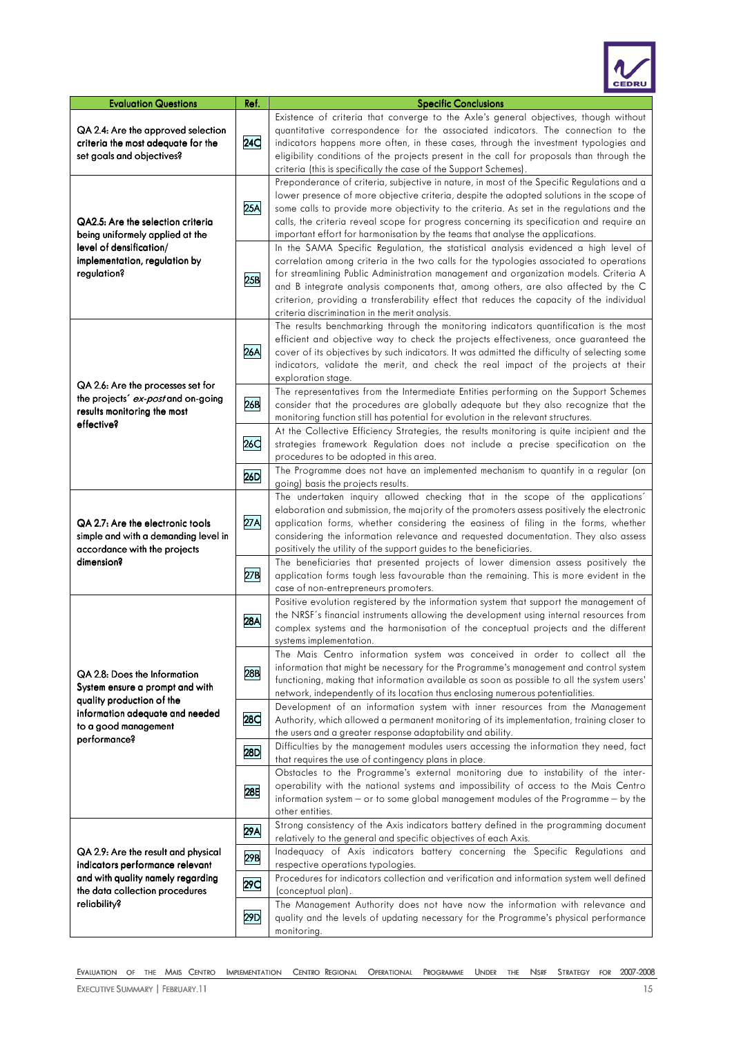| Evaluation Questions | Ref. | Specific Conclusions |
|---|---|---|
| QA 2.4: Are the approved selection criteria the most adequate for the set goals and objectives? | 24C | Existence of criteria that converge to the Axle's general objectives, though without quantitative correspondence for the associated indicators. The connection to the indicators happens more often, in these cases, through the investment typologies and eligibility conditions of the projects present in the call for proposals than through the criteria (this is specifically the case of the Support Schemes). |
| QA2.5: Are the selection criteria being uniformly applied at the level of densification/ implementation, regulation by regulation? | 25A | Preponderance of criteria, subjective in nature, in most of the Specific Regulations and a lower presence of more objective criteria, despite the adopted solutions in the scope of some calls to provide more objectivity to the criteria. As set in the regulations and the calls, the criteria reveal scope for progress concerning its specification and require an important effort for harmonisation by the teams that analyse the applications. |
| | 25B | In the SAMA Specific Regulation, the statistical analysis evidenced a high level of correlation among criteria in the two calls for the typologies associated to operations for streamlining Public Administration management and organization models. Criteria A and B integrate analysis components that, among others, are also affected by the C criterion, providing a transferability effect that reduces the capacity of the individual criteria discrimination in the merit analysis. |
| QA 2.6: Are the processes set for the projects´ *ex-post* and on-going results monitoring the most effective? | 26A | The results benchmarking through the monitoring indicators quantification is the most efficient and objective way to check the projects effectiveness, once guaranteed the cover of its objectives by such indicators. It was admitted the difficulty of selecting some indicators, validate the merit, and check the real impact of the projects at their exploration stage. |
| | 26B | The representatives from the Intermediate Entities performing on the Support Schemes consider that the procedures are globally adequate but they also recognize that the monitoring function still has potential for evolution in the relevant structures. |
| | 26C | At the Collective Efficiency Strategies, the results monitoring is quite incipient and the strategies framework Regulation does not include a precise specification on the procedures to be adopted in this area. |
| | 26D | The Programme does not have an implemented mechanism to quantify in a regular (on going) basis the projects results. |
| QA 2.7: Are the electronic tools simple and with a demanding level in accordance with the projects dimension? | 27A | The undertaken inquiry allowed checking that in the scope of the applications´ elaboration and submission, the majority of the promoters assess positively the electronic application forms, whether considering the easiness of filing in the forms, whether considering the information relevance and requested documentation. They also assess positively the utility of the support guides to the beneficiaries. |
| | 27B | The beneficiaries that presented projects of lower dimension assess positively the application forms tough less favourable than the remaining. This is more evident in the case of non-entrepreneurs promoters. |
| QA 2.8: Does the Information System ensure a prompt and with quality production of the information adequate and needed to a good management performance? | 28A | Positive evolution registered by the information system that support the management of the NRSF´s financial instruments allowing the development using internal resources from complex systems and the harmonisation of the conceptual projects and the different systems implementation. |
| | 28B | The Mais Centro information system was conceived in order to collect all the information that might be necessary for the Programme's management and control system functioning, making that information available as soon as possible to all the system users' network, independently of its location thus enclosing numerous potentialities. |
| | 28C | Development of an information system with inner resources from the Management Authority, which allowed a permanent monitoring of its implementation, training closer to the users and a greater response adaptability and ability. |
| | 28D | Difficulties by the management modules users accessing the information they need, fact that requires the use of contingency plans in place. |
| | 28E | Obstacles to the Programme's external monitoring due to instability of the inter-operability with the national systems and impossibility of access to the Mais Centro information system – or to some global management modules of the Programme – by the other entities. |
| QA 2.9: Are the result and physical indicators performance relevant and with quality namely regarding the data collection procedures reliability? | 29A | Strong consistency of the Axis indicators battery defined in the programming document relatively to the general and specific objectives of each Axis. |
| | 29B | Inadequacy of Axis indicators battery concerning the Specific Regulations and respective operations typologies. |
| | 29C | Procedures for indicators collection and verification and information system well defined (conceptual plan). |
| | 29D | The Management Authority does not have now the information with relevance and quality and the levels of updating necessary for the Programme's physical performance monitoring. |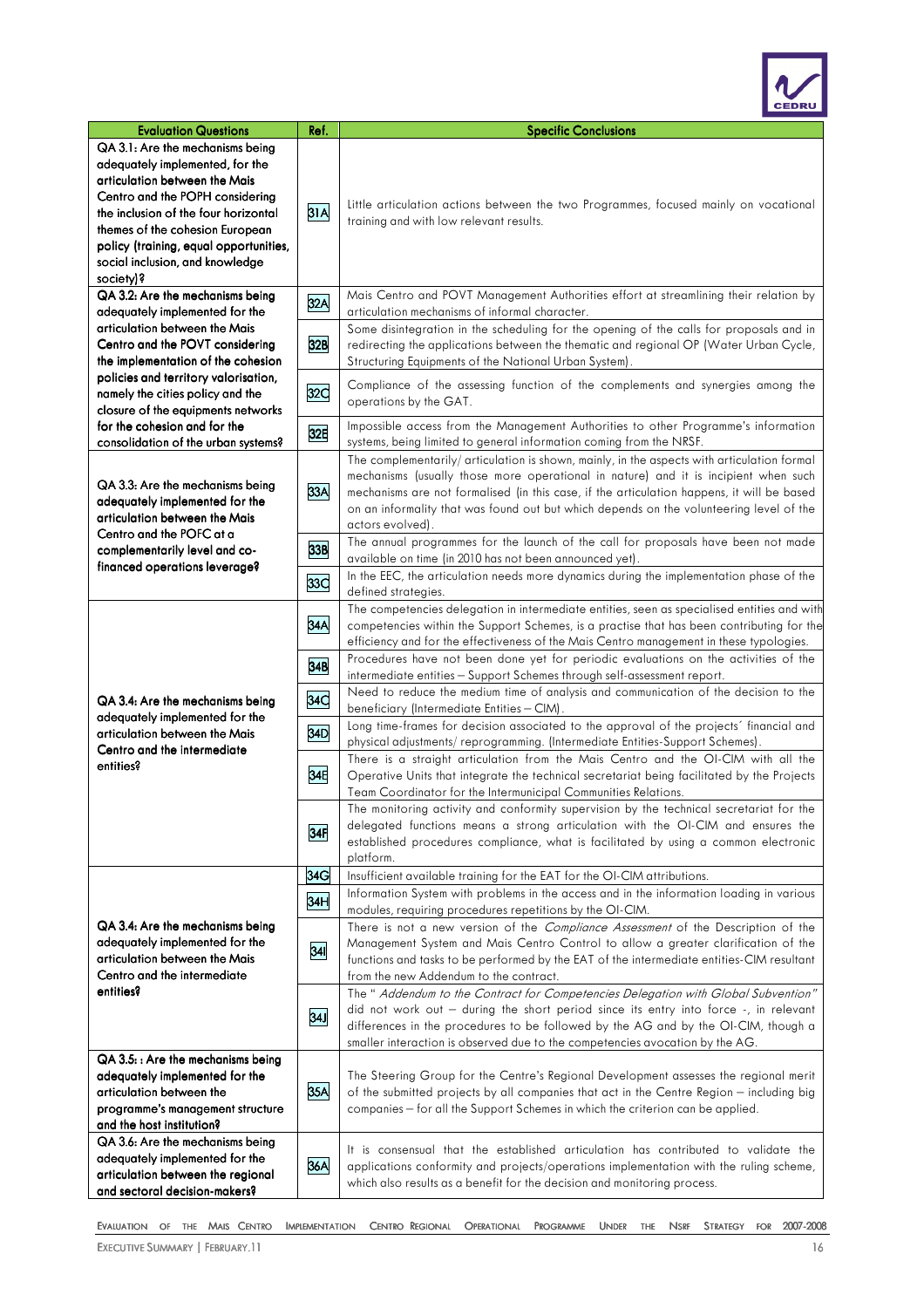| Evaluation Questions | Ref. | Specific Conclusions |
|---|---|---|
| QA 3.1: Are the mechanisms being adequately implemented, for the articulation between the Mais Centro and the POPH considering the inclusion of the four horizontal themes of the cohesion European policy (training, equal opportunities, social inclusion, and knowledge society)? | 31A | Little articulation actions between the two Programmes, focused mainly on vocational training and with low relevant results. |
| QA 3.2: Are the mechanisms being adequately implemented for the articulation between the Mais Centro and the POVT considering the implementation of the cohesion policies and territory valorisation, namely the cities policy and the closure of the equipments networks for the cohesion and for the consolidation of the urban systems? | 32A | Mais Centro and POVT Management Authorities effort at streamlining their relation by articulation mechanisms of informal character. |
| | 32B | Some disintegration in the scheduling for the opening of the calls for proposals and in redirecting the applications between the thematic and regional OP (Water Urban Cycle, Structuring Equipments of the National Urban System). |
| | 32C | Compliance of the assessing function of the complements and synergies among the operations by the GAT. |
| | 32E | Impossible access from the Management Authorities to other Programme's information systems, being limited to general information coming from the NRSF. |
| QA 3.3: Are the mechanisms being adequately implemented for the articulation between the Mais Centro and the POFC at a complementarily level and co-financed operations leverage? | 33A | The complementarily/ articulation is shown, mainly, in the aspects with articulation formal mechanisms (usually those more operational in nature) and it is incipient when such mechanisms are not formalised (in this case, if the articulation happens, it will be based on an informality that was found out but which depends on the volunteering level of the actors evolved). |
| | 33B | The annual programmes for the launch of the call for proposals have been not made available on time (in 2010 has not been announced yet). |
| | 33C | In the EEC, the articulation needs more dynamics during the implementation phase of the defined strategies. |
| QA 3.4: Are the mechanisms being adequately implemented for the articulation between the Mais Centro and the intermediate entities? | 34A | The competencies delegation in intermediate entities, seen as specialised entities and with competencies within the Support Schemes, is a practise that has been contributing for the efficiency and for the effectiveness of the Mais Centro management in these typologies. |
| | 34B | Procedures have not been done yet for periodic evaluations on the activities of the intermediate entities – Support Schemes through self-assessment report. |
| | 34C | Need to reduce the medium time of analysis and communication of the decision to the beneficiary (Intermediate Entities – CIM). |
| | 34D | Long time-frames for decision associated to the approval of the projects´ financial and physical adjustments/ reprogramming. (Intermediate Entities-Support Schemes). |
| | 34E | There is a straight articulation from the Mais Centro and the OI-CIM with all the Operative Units that integrate the technical secretariat being facilitated by the Projects Team Coordinator for the Intermunicipal Communities Relations. |
| | 34F | The monitoring activity and conformity supervision by the technical secretariat for the delegated functions means a strong articulation with the OI-CIM and ensures the established procedures compliance, what is facilitated by using a common electronic platform. |
| QA 3.4: Are the mechanisms being adequately implemented for the articulation between the Mais Centro and the intermediate entities? | 34G | Insufficient available training for the EAT for the OI-CIM attributions. |
| | 34H | Information System with problems in the access and in the information loading in various modules, requiring procedures repetitions by the OI-CIM. |
| | 34I | There is not a new version of the *Compliance Assessment* of the Description of the Management System and Mais Centro Control to allow a greater clarification of the functions and tasks to be performed by the EAT of the intermediate entities-CIM resultant from the new Addendum to the contract. |
| | 34J | The "*Addendum to the Contract for Competencies Delegation with Global Subvention*" did not work out – during the short period since its entry into force -, in relevant differences in the procedures to be followed by the AG and by the OI-CIM, though a smaller interaction is observed due to the competencies avocation by the AG. |
| QA 3.5: : Are the mechanisms being adequately implemented for the articulation between the programme's management structure and the host institution? | 35A | The Steering Group for the Centre's Regional Development assesses the regional merit of the submitted projects by all companies that act in the Centre Region – including big companies – for all the Support Schemes in which the criterion can be applied. |
| QA 3.6: Are the mechanisms being adequately implemented for the articulation between the regional and sectoral decision-makers? | 36A | It is consensual that the established articulation has contributed to validate the applications conformity and projects/operations implementation with the ruling scheme, which also results as a benefit for the decision and monitoring process. |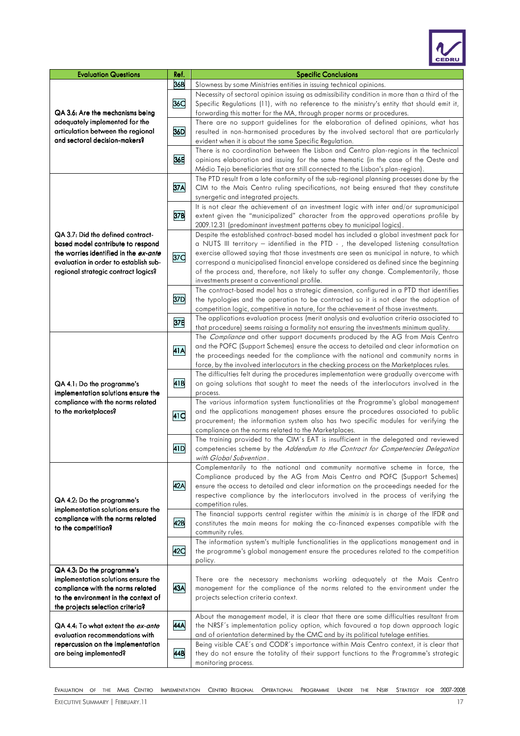| Evaluation Questions | Ref. | Specific Conclusions |
|---|---|---|
| QA 3.6: Are the mechanisms being adequately implemented for the articulation between the regional and sectoral decision-makers? | 36B | Slowness by some Ministries entities in issuing technical opinions. |
| | 36C | Necessity of sectoral opinion issuing as admissibility condition in more than a third of the Specific Regulations (11), with no reference to the ministry's entity that should emit it, forwarding this matter for the MA, through proper norms or procedures. |
| | 36D | There are no support guidelines for the elaboration of defined opinions, what has resulted in non-harmonised procedures by the involved sectoral that are particularly evident when it is about the same Specific Regulation. |
| | 36E | There is no coordination between the Lisbon and Centro plan-regions in the technical opinions elaboration and issuing for the same thematic (in the case of the Oeste and Médio Tejo beneficiaries that are still connected to the Lisbon's plan-region). |
| QA 3.7: Did the defined contract-based model contribute to respond the worries identified in the *ex-ante* evaluation in order to establish sub-regional strategic contract logics? | 37A | The PTD result from a late conformity of the sub-regional planning processes done by the CIM to the Mais Centro ruling specifications, not being ensured that they constitute synergetic and integrated projects. |
| | 37B | It is not clear the achievement of an investment logic with inter and/or supramunicipal extent given the "municipalized" character from the approved operations profile by 2009.12.31 (predominant investment patterns obey to municipal logics). |
| | 37C | Despite the established contract-based model has included a global investment pack for a NUTS III territory – identified in the PTD - , the developed listening consultation exercise allowed saying that those investments are seen as municipal in nature, to which correspond a municipalised financial envelope considered as defined since the beginning of the process and, therefore, not likely to suffer any change. Complementarily, those investments present a conventional profile. |
| | 37D | The contract-based model has a strategic dimension, configured in a PTD that identifies the typologies and the operation to be contracted so it is not clear the adoption of competition logic, competitive in nature, for the achievement of those investments. |
| | 37E | The applications evaluation process (merit analysis and evaluation criteria associated to that procedure) seems raising a formality not ensuring the investments minimum quality. |
| QA 4.1: Do the programme's implementation solutions ensure the compliance with the norms related to the marketplaces? | 41A | The *Compliance* and other support documents produced by the AG from Mais Centro and the POFC (Support Schemes) ensure the access to detailed and clear information on the proceedings needed for the compliance with the national and community norms in force, by the involved interlocutors in the checking process on the Marketplaces rules. |
| | 41B | The difficulties felt during the procedures implementation were gradually overcome with on going solutions that sought to meet the needs of the interlocutors involved in the process. |
| | 41C | The various information system functionalities at the Programme's global management and the applications management phases ensure the procedures associated to public procurement; the information system also has two specific modules for verifying the compliance on the norms related to the Marketplaces. |
| | 41D | The training provided to the CIM's EAT is insufficient in the delegated and reviewed competencies scheme by the *Addendum to the Contract for Competencies Delegation with Global Subvention*. |
| QA 4.2: Do the programme's implementation solutions ensure the compliance with the norms related to the competition? | 42A | Complementarily to the national and community normative scheme in force, the Compliance produced by the AG from Mais Centro and POFC (Support Schemes) ensure the access to detailed and clear information on the proceedings needed for the respective compliance by the interlocutors involved in the process of verifying the competition rules. |
| | 42B | The financial supports central register within the *minimis* is in charge of the IFDR and constitutes the main means for making the co-financed expenses compatible with the community rules. |
| | 42C | The information system's multiple functionalities in the applications management and in the programme's global management ensure the procedures related to the competition policy. |
| QA 4.3: Do the programme's implementation solutions ensure the compliance with the norms related to the environment in the context of the projects selection criteria? | 43A | There are the necessary mechanisms working adequately at the Mais Centro management for the compliance of the norms related to the environment under the projects selection criteria context. |
| QA 4.4: To what extent the *ex-ante* evaluation recommendations with repercussion on the implementation are being implemented? | 44A | About the management model, it is clear that there are some difficulties resultant from the NRSF's implementation policy option, which favoured a top down approach logic and of orientation determined by the CMC and by its political tutelage entities. |
| | 44B | Being visible CAE's and CODR's importance within Mais Centro context, it is clear that they do not ensure the totality of their support functions to the Programme's strategic monitoring process. |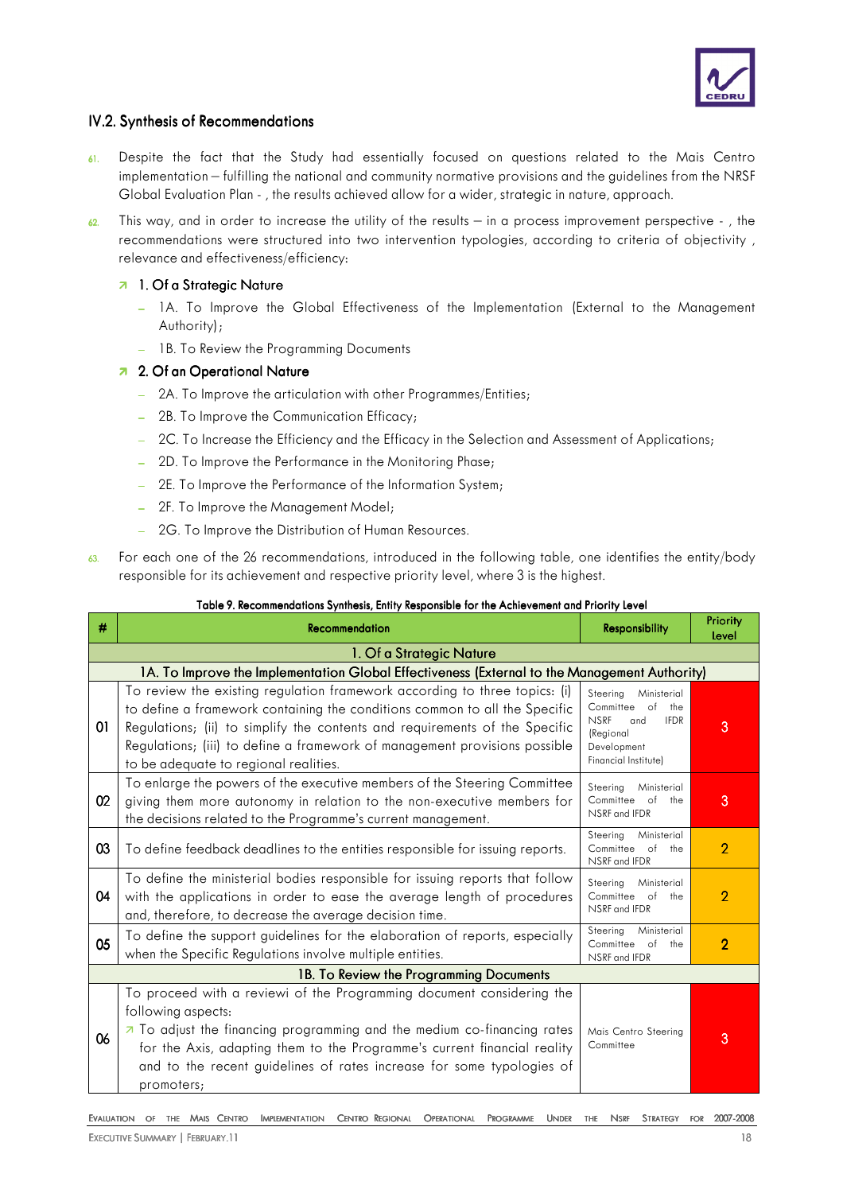## IV.2. Synthesis of Recommendations

61. Despite the fact that the Study had essentially focused on questions related to the Mais Centro implementation – fulfilling the national and community normative provisions and the guidelines from the NRSF Global Evaluation Plan - , the results achieved allow for a wider, strategic in nature, approach.

62. This way, and in order to increase the utility of the results – in a process improvement perspective - , the recommendations were structured into two intervention typologies, according to criteria of objectivity , relevance and effectiveness/efficiency:

- **1. Of a Strategic Nature**
  - 1A. To Improve the Global Effectiveness of the Implementation (External to the Management Authority);
  - 1B. To Review the Programming Documents
- **2. Of an Operational Nature**
  - 2A. To Improve the articulation with other Programmes/Entities;
  - 2B. To Improve the Communication Efficacy;
  - 2C. To Increase the Efficiency and the Efficacy in the Selection and Assessment of Applications;
  - 2D. To Improve the Performance in the Monitoring Phase;
  - 2E. To Improve the Performance of the Information System;
  - 2F. To Improve the Management Model;
  - 2G. To Improve the Distribution of Human Resources.

63. For each one of the 26 recommendations, introduced in the following table, one identifies the entity/body responsible for its achievement and respective priority level, where 3 is the highest.

**Table 9. Recommendations Synthesis, Entity Responsible for the Achievement and Priority Level**

| # | Recommendation | Responsibility | Priority Level |
|---|---|---|---|
| | **1. Of a Strategic Nature** | | |
| | **1A. To Improve the Implementation Global Effectiveness (External to the Management Authority)** | | |
| 01 | To review the existing regulation framework according to three topics: (i) to define a framework containing the conditions common to all the Specific Regulations; (ii) to simplify the contents and requirements of the Specific Regulations; (iii) to define a framework of management provisions possible to be adequate to regional realities. | Steering Ministerial Committee of the NSRF and IFDR (Regional Development Financial Institute) | 3 |
| 02 | To enlarge the powers of the executive members of the Steering Committee giving them more autonomy in relation to the non-executive members for the decisions related to the Programme's current management. | Steering Ministerial Committee of the NSRF and IFDR | 3 |
| 03 | To define feedback deadlines to the entities responsible for issuing reports. | Steering Ministerial Committee of the NSRF and IFDR | 2 |
| 04 | To define the ministerial bodies responsible for issuing reports that follow with the applications in order to ease the average length of procedures and, therefore, to decrease the average decision time. | Steering Ministerial Committee of the NSRF and IFDR | 2 |
| 05 | To define the support guidelines for the elaboration of reports, especially when the Specific Regulations involve multiple entities. | Steering Ministerial Committee of the NSRF and IFDR | 2 |
| | **1B. To Review the Programming Documents** | | |
| 06 | To proceed with a reviewi of the Programming document considering the following aspects:<br>↗ To adjust the financing programming and the medium co-financing rates for the Axis, adapting them to the Programme's current financial reality and to the recent guidelines of rates increase for some typologies of promoters; | Mais Centro Steering Committee | 3 |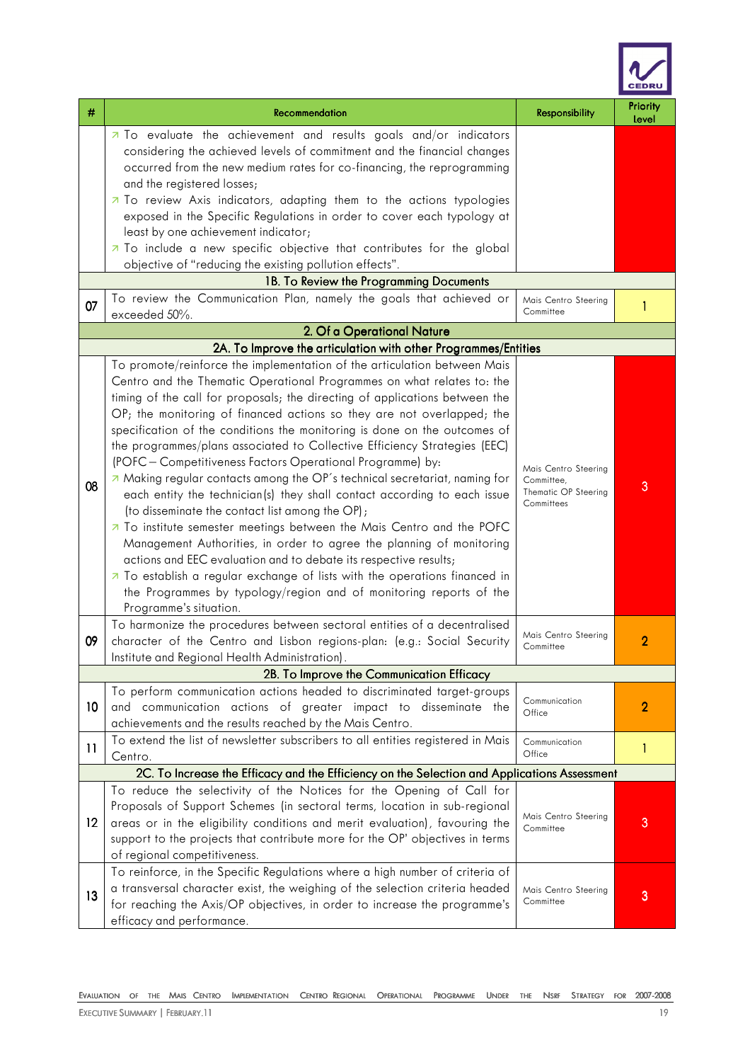| # | Recommendation | Responsibility | Priority Level |
|---|---|---|---|
| | ↗ To evaluate the achievement and results goals and/or indicators considering the achieved levels of commitment and the financial changes occurred from the new medium rates for co-financing, the reprogramming and the registered losses;<br>↗ To review Axis indicators, adapting them to the actions typologies exposed in the Specific Regulations in order to cover each typology at least by one achievement indicator;<br>↗ To include a new specific objective that contributes for the global objective of "reducing the existing pollution effects". | | |
| | **1B. To Review the Programming Documents** | | |
| 07 | To review the Communication Plan, namely the goals that achieved or exceeded 50%. | Mais Centro Steering Committee | 1 |
| | **2. Of a Operational Nature** | | |
| | **2A. To Improve the articulation with other Programmes/Entities** | | |
| 08 | To promote/reinforce the implementation of the articulation between Mais Centro and the Thematic Operational Programmes on what relates to: the timing of the call for proposals; the directing of applications between the OP; the monitoring of financed actions so they are not overlapped; the specification of the conditions the monitoring is done on the outcomes of the programmes/plans associated to Collective Efficiency Strategies (EEC) (POFC – Competitiveness Factors Operational Programme) by:<br>↗ Making regular contacts among the OP´s technical secretariat, naming for each entity the technician(s) they shall contact according to each issue (to disseminate the contact list among the OP);<br>↗ To institute semester meetings between the Mais Centro and the POFC Management Authorities, in order to agree the planning of monitoring actions and EEC evaluation and to debate its respective results;<br>↗ To establish a regular exchange of lists with the operations financed in the Programmes by typology/region and of monitoring reports of the Programme's situation. | Mais Centro Steering Committee, Thematic OP Steering Committees | 3 |
| 09 | To harmonize the procedures between sectoral entities of a decentralised character of the Centro and Lisbon regions-plan: (e.g.: Social Security Institute and Regional Health Administration). | Mais Centro Steering Committee | 2 |
| | **2B. To Improve the Communication Efficacy** | | |
| 10 | To perform communication actions headed to discriminated target-groups and communication actions of greater impact to disseminate the achievements and the results reached by the Mais Centro. | Communication Office | 2 |
| 11 | To extend the list of newsletter subscribers to all entities registered in Mais Centro. | Communication Office | 1 |
| | **2C. To Increase the Efficacy and the Efficiency on the Selection and Applications Assessment** | | |
| 12 | To reduce the selectivity of the Notices for the Opening of Call for Proposals of Support Schemes (in sectoral terms, location in sub-regional areas or in the eligibility conditions and merit evaluation), favouring the support to the projects that contribute more for the OP' objectives in terms of regional competitiveness. | Mais Centro Steering Committee | 3 |
| 13 | To reinforce, in the Specific Regulations where a high number of criteria of a transversal character exist, the weighing of the selection criteria headed for reaching the Axis/OP objectives, in order to increase the programme's efficacy and performance. | Mais Centro Steering Committee | 3 |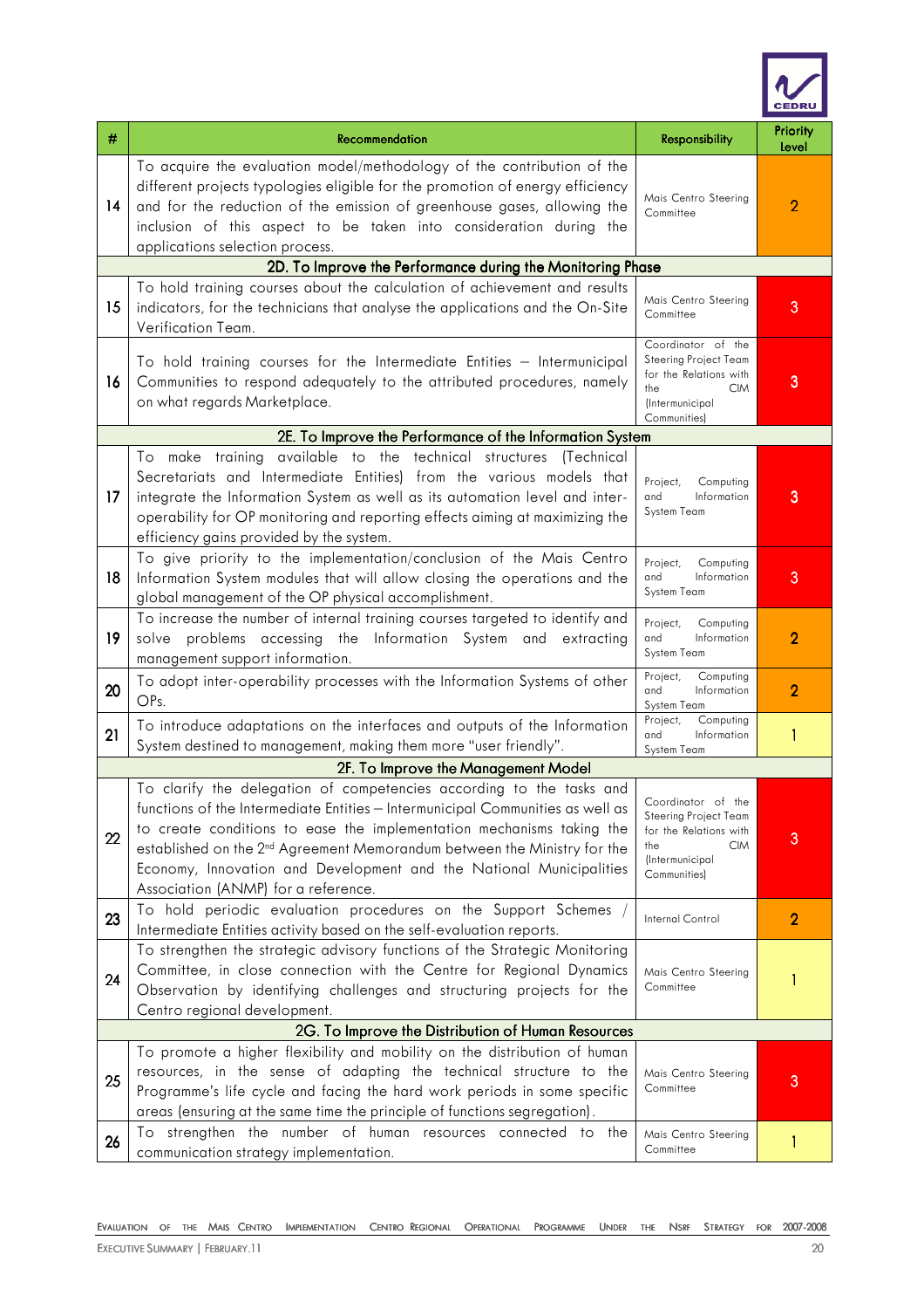| # | Recommendation | Responsibility | Priority Level |
|---|---|---|---|
| 14 | To acquire the evaluation model/methodology of the contribution of the different projects typologies eligible for the promotion of energy efficiency and for the reduction of the emission of greenhouse gases, allowing the inclusion of this aspect to be taken into consideration during the applications selection process. | Mais Centro Steering Committee | 2 |
| | **2D. To Improve the Performance during the Monitoring Phase** | | |
| 15 | To hold training courses about the calculation of achievement and results indicators, for the technicians that analyse the applications and the On-Site Verification Team. | Mais Centro Steering Committee | 3 |
| 16 | To hold training courses for the Intermediate Entities – Intermunicipal Communities to respond adequately to the attributed procedures, namely on what regards Marketplace. | Coordinator of the Steering Project Team for the Relations with the CIM (Intermunicipal Communities) | 3 |
| | **2E. To Improve the Performance of the Information System** | | |
| 17 | To make training available to the technical structures (Technical Secretariats and Intermediate Entities) from the various models that integrate the Information System as well as its automation level and inter-operability for OP monitoring and reporting effects aiming at maximizing the efficiency gains provided by the system. | Project, Computing and Information System Team | 3 |
| 18 | To give priority to the implementation/conclusion of the Mais Centro Information System modules that will allow closing the operations and the global management of the OP physical accomplishment. | Project, Computing and Information System Team | 3 |
| 19 | To increase the number of internal training courses targeted to identify and solve problems accessing the Information System and extracting management support information. | Project, Computing and Information System Team | 2 |
| 20 | To adopt inter-operability processes with the Information Systems of other OPs. | Project, Computing and Information System Team | 2 |
| 21 | To introduce adaptations on the interfaces and outputs of the Information System destined to management, making them more "user friendly". | Project, Computing and Information System Team | 1 |
| | **2F. To Improve the Management Model** | | |
| 22 | To clarify the delegation of competencies according to the tasks and functions of the Intermediate Entities – Intermunicipal Communities as well as to create conditions to ease the implementation mechanisms taking the established on the 2nd Agreement Memorandum between the Ministry for the Economy, Innovation and Development and the National Municipalities Association (ANMP) for a reference. | Coordinator of the Steering Project Team for the Relations with the CIM (Intermunicipal Communities) | 3 |
| 23 | To hold periodic evaluation procedures on the Support Schemes / Intermediate Entities activity based on the self-evaluation reports. | Internal Control | 2 |
| 24 | To strengthen the strategic advisory functions of the Strategic Monitoring Committee, in close connection with the Centre for Regional Dynamics Observation by identifying challenges and structuring projects for the Centro regional development. | Mais Centro Steering Committee | 1 |
| | **2G. To Improve the Distribution of Human Resources** | | |
| 25 | To promote a higher flexibility and mobility on the distribution of human resources, in the sense of adapting the technical structure to the Programme's life cycle and facing the hard work periods in some specific areas (ensuring at the same time the principle of functions segregation). | Mais Centro Steering Committee | 3 |
| 26 | To strengthen the number of human resources connected to the communication strategy implementation. | Mais Centro Steering Committee | 1 |